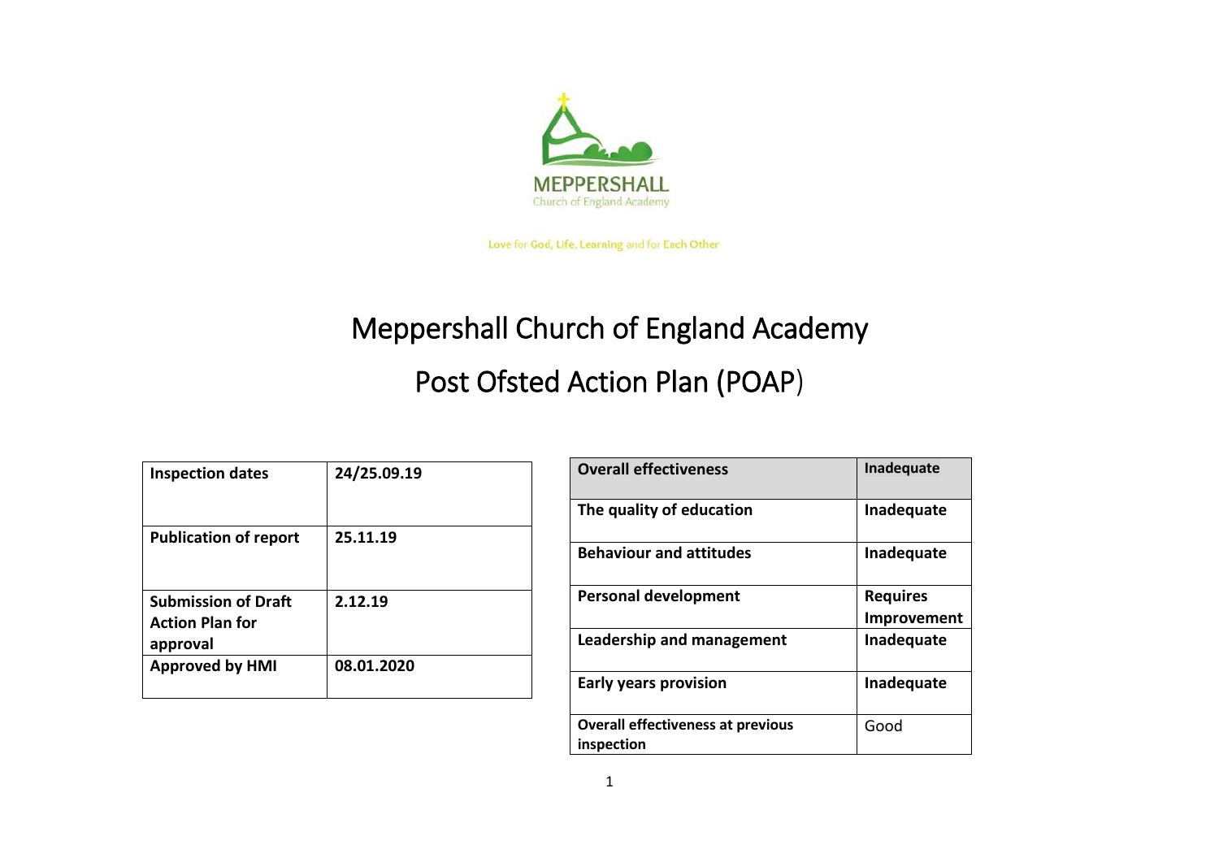MEPPERSHALL
Church of England Academy

Love for God, Life, Learning and for Each Other

# Meppershall Church of England Academy

# Post Ofsted Action Plan (POAP)

| Inspection dates | 24/25.09.19 |
|---|---|
| Publication of report | 25.11.19 |
| Submission of Draft Action Plan for approval | 2.12.19 |
| Approved by HMI | 08.01.2020 |

| Overall effectiveness | Inadequate |
|---|---|
| The quality of education | Inadequate |
| Behaviour and attitudes | Inadequate |
| Personal development | Requires Improvement |
| Leadership and management | Inadequate |
| Early years provision | Inadequate |
| Overall effectiveness at previous inspection | Good |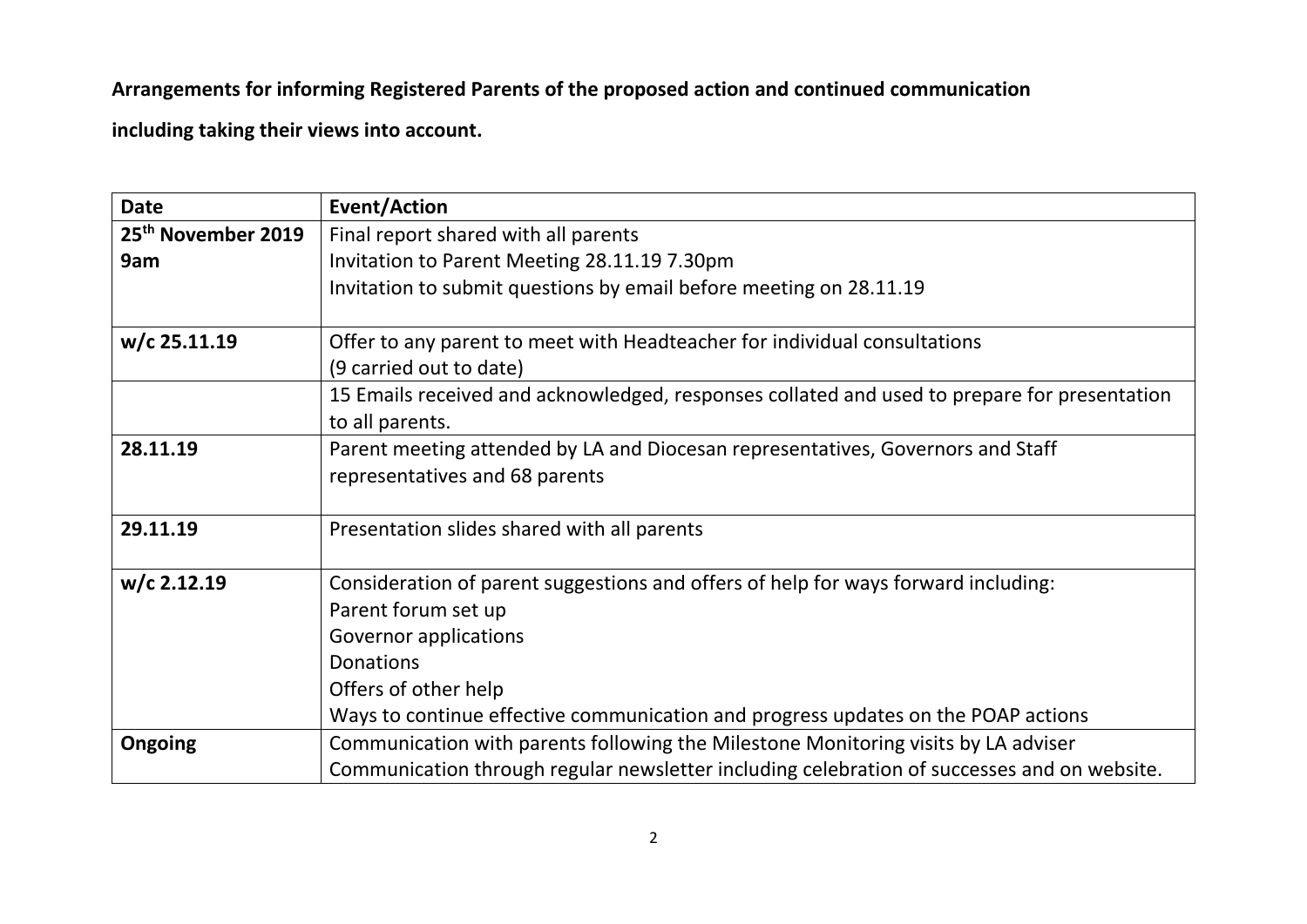**Arrangements for informing Registered Parents of the proposed action and continued communication including taking their views into account.**

| Date | Event/Action |
|---|---|
| 25th November 2019 9am | Final report shared with all parents<br>Invitation to Parent Meeting 28.11.19 7.30pm<br>Invitation to submit questions by email before meeting on 28.11.19 |
| w/c 25.11.19 | Offer to any parent to meet with Headteacher for individual consultations<br>(9 carried out to date) |
| | 15 Emails received and acknowledged, responses collated and used to prepare for presentation to all parents. |
| 28.11.19 | Parent meeting attended by LA and Diocesan representatives, Governors and Staff representatives and 68 parents |
| 29.11.19 | Presentation slides shared with all parents |
| w/c 2.12.19 | Consideration of parent suggestions and offers of help for ways forward including:<br>Parent forum set up<br>Governor applications<br>Donations<br>Offers of other help<br>Ways to continue effective communication and progress updates on the POAP actions |
| **Ongoing** | Communication with parents following the Milestone Monitoring visits by LA adviser<br>Communication through regular newsletter including celebration of successes and on website. |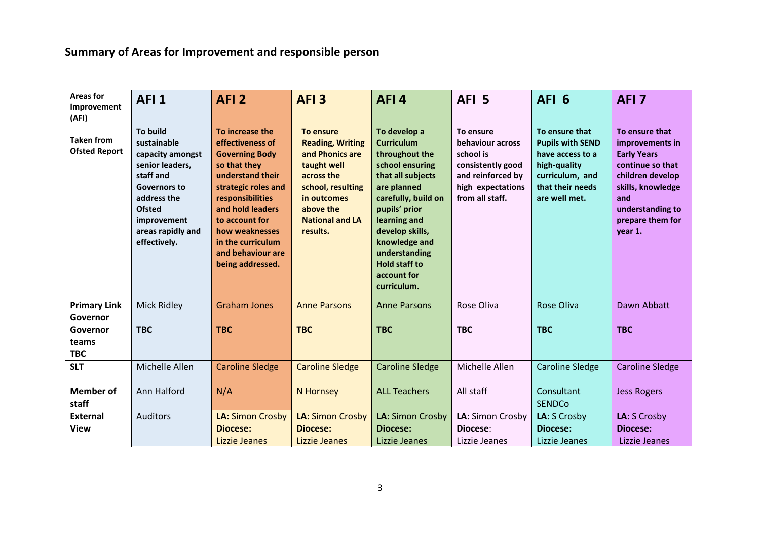## Summary of Areas for Improvement and responsible person

| Areas for Improvement (AFI) | AFI 1 | AFI 2 | AFI 3 | AFI 4 | AFI 5 | AFI 6 | AFI 7 |
|---|---|---|---|---|---|---|---|
| **Taken from Ofsted Report** | **To build sustainable capacity amongst senior leaders, staff and Governors to address the Ofsted improvement areas rapidly and effectively.** | **To increase the effectiveness of Governing Body so that they understand their strategic roles and responsibilities and hold leaders to account for how weaknesses in the curriculum and behaviour are being addressed.** | **To ensure Reading, Writing and Phonics are taught well across the school, resulting in outcomes above the National and LA results.** | **To develop a Curriculum throughout the school ensuring that all subjects are planned carefully, build on pupils' prior learning and develop skills, knowledge and understanding Hold staff to account for curriculum.** | **To ensure behaviour across school is consistently good and reinforced by high expectations from all staff.** | **To ensure that Pupils with SEND have access to a high-quality curriculum, and that their needs are well met.** | **To ensure that improvements in Early Years continue so that children develop skills, knowledge and understanding to prepare them for year 1.** |
| **Primary Link Governor** | Mick Ridley | Graham Jones | Anne Parsons | Anne Parsons | Rose Oliva | Rose Oliva | Dawn Abbatt |
| **Governor teams TBC** | **TBC** | **TBC** | **TBC** | **TBC** | **TBC** | **TBC** | **TBC** |
| **SLT** | Michelle Allen | Caroline Sledge | Caroline Sledge | Caroline Sledge | Michelle Allen | Caroline Sledge | Caroline Sledge |
| **Member of staff** | Ann Halford | N/A | N Hornsey | ALL Teachers | All staff | Consultant SENDCo | Jess Rogers |
| **External View** | Auditors | **LA:** Simon Crosby **Diocese:** Lizzie Jeanes | **LA:** Simon Crosby **Diocese:** Lizzie Jeanes | **LA:** Simon Crosby **Diocese:** Lizzie Jeanes | **LA:** Simon Crosby **Diocese**: Lizzie Jeanes | **LA:** S Crosby **Diocese:** Lizzie Jeanes | **LA:** S Crosby **Diocese:** Lizzie Jeanes |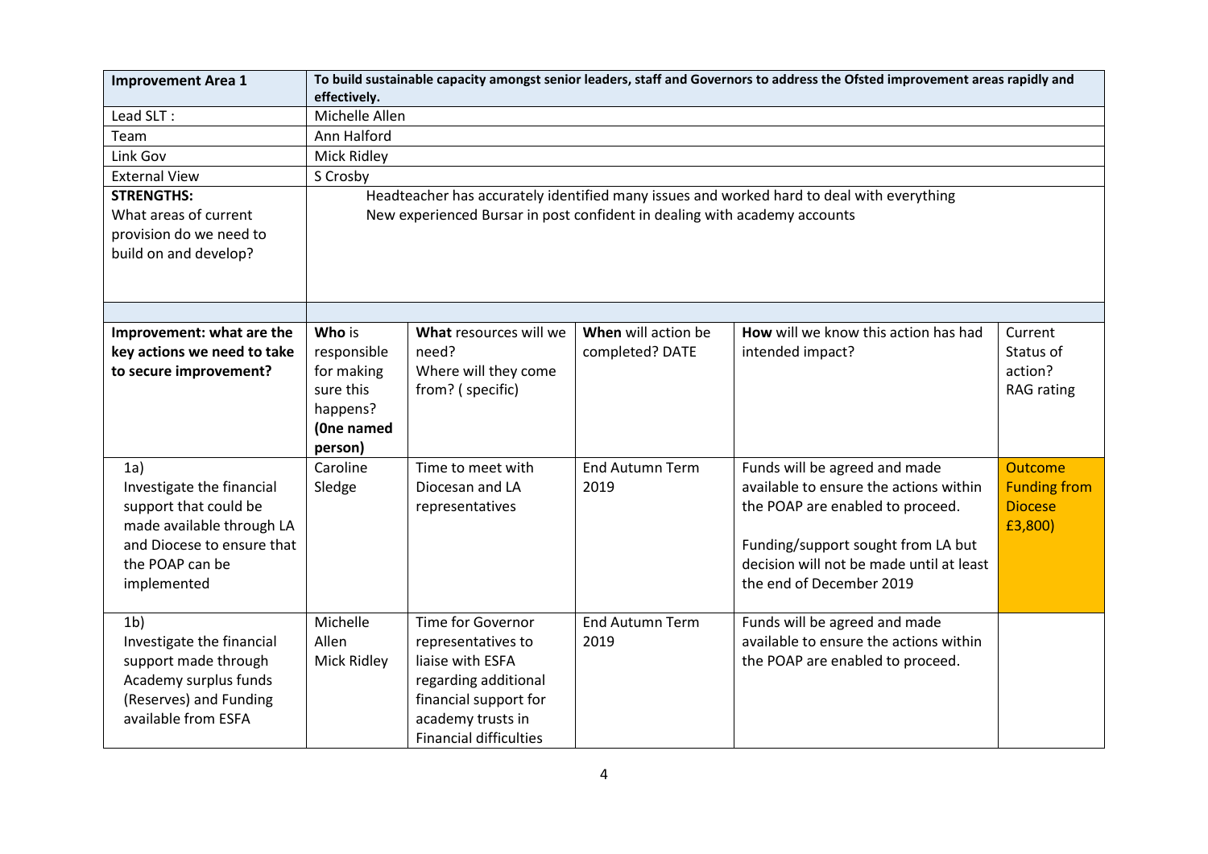| **Improvement Area 1** | **To build sustainable capacity amongst senior leaders, staff and Governors to address the Ofsted improvement areas rapidly and effectively.** | | | | |
|---|---|---|---|---|---|
| Lead SLT : | Michelle Allen | | | | |
| Team | Ann Halford | | | | |
| Link Gov | Mick Ridley | | | | |
| External View | S Crosby | | | | |
| **STRENGTHS:** What areas of current provision do we need to build on and develop? | Headteacher has accurately identified many issues and worked hard to deal with everything<br>New experienced Bursar in post confident in dealing with academy accounts | | | | |
| | | | | | |
| **Improvement: what are the key actions we need to take to secure improvement?** | **Who** is responsible for making sure this happens? **(0ne named person)** | **What** resources will we need? Where will they come from? ( specific) | **When** will action be completed? DATE | **How** will we know this action has had intended impact? | Current Status of action? RAG rating |
| 1a) Investigate the financial support that could be made available through LA and Diocese to ensure that the POAP can be implemented | Caroline Sledge | Time to meet with Diocesan and LA representatives | End Autumn Term 2019 | Funds will be agreed and made available to ensure the actions within the POAP are enabled to proceed.<br><br>Funding/support sought from LA but decision will not be made until at least the end of December 2019 | Outcome Funding from Diocese £3,800) |
| 1b) Investigate the financial support made through Academy surplus funds (Reserves) and Funding available from ESFA | Michelle Allen<br>Mick Ridley | Time for Governor representatives to liaise with ESFA regarding additional financial support for academy trusts in Financial difficulties | End Autumn Term 2019 | Funds will be agreed and made available to ensure the actions within the POAP are enabled to proceed. | |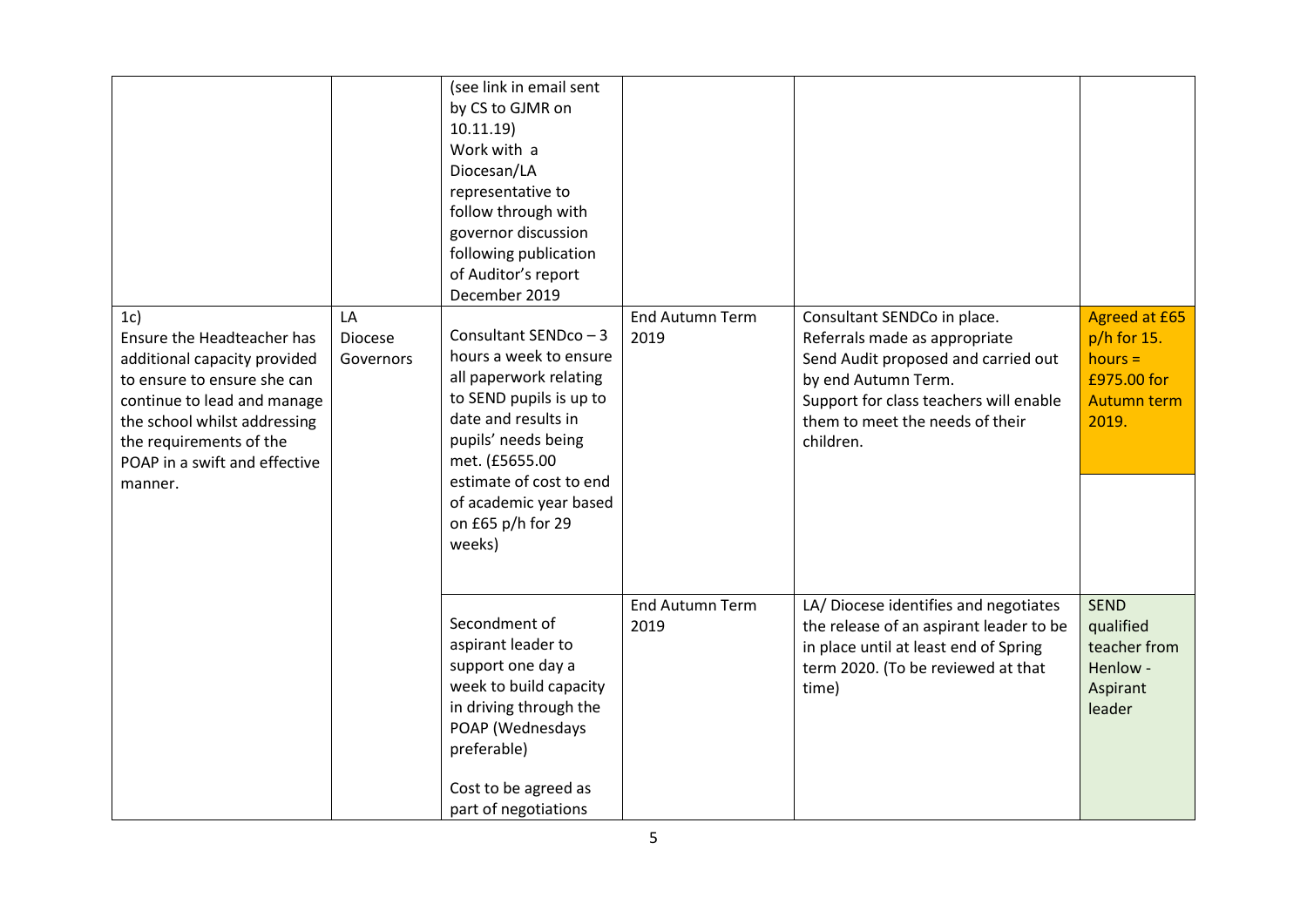| | | | | | |
|---|---|---|---|---|---|
| | | (see link in email sent by CS to GJMR on 10.11.19)<br>Work with a Diocesan/LA representative to follow through with governor discussion following publication of Auditor's report December 2019 | | | |
| 1c)<br>Ensure the Headteacher has additional capacity provided to ensure to ensure she can continue to lead and manage the school whilst addressing the requirements of the POAP in a swift and effective manner. | LA<br>Diocese<br>Governors | Consultant SENDco – 3 hours a week to ensure all paperwork relating to SEND pupils is up to date and results in pupils' needs being met. (£5655.00 estimate of cost to end of academic year based on £65 p/h for 29 weeks) | End Autumn Term 2019 | Consultant SENDCo in place.<br>Referrals made as appropriate<br>Send Audit proposed and carried out by end Autumn Term.<br>Support for class teachers will enable them to meet the needs of their children. | Agreed at £65 p/h for 15. hours = £975.00 for Autumn term 2019. |
| | | Secondment of aspirant leader to support one day a week to build capacity in driving through the POAP (Wednesdays preferable)<br><br>Cost to be agreed as part of negotiations | End Autumn Term 2019 | LA/ Diocese identifies and negotiates the release of an aspirant leader to be in place until at least end of Spring term 2020. (To be reviewed at that time) | SEND qualified teacher from Henlow - Aspirant leader |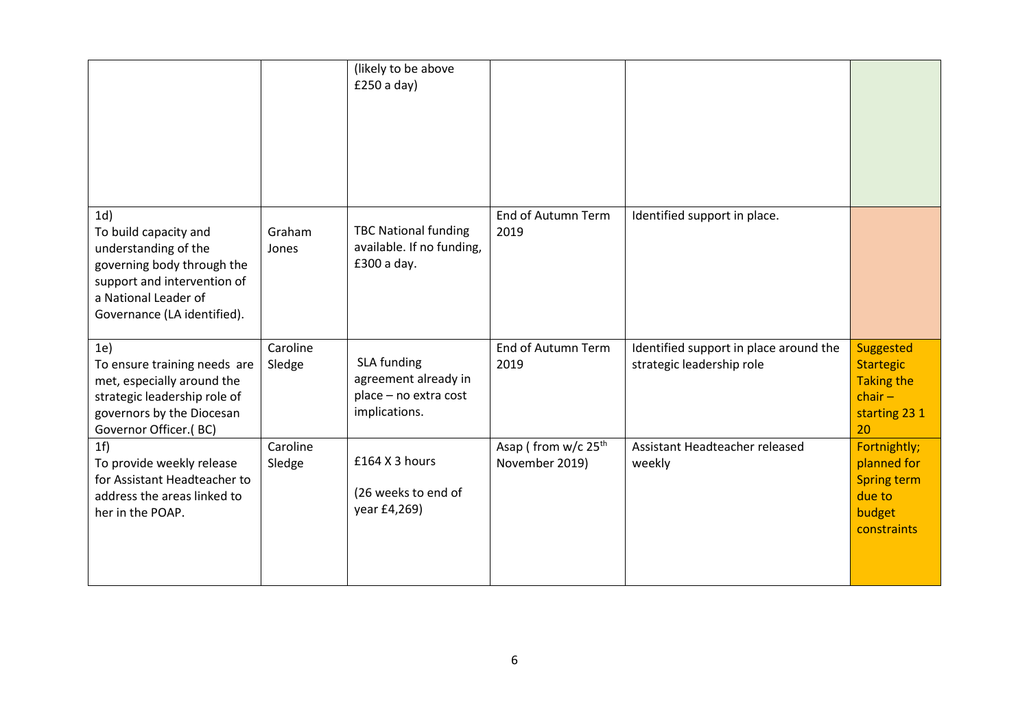| | | | | | |
|---|---|---|---|---|---|
| | | (likely to be above £250 a day) | | | |
| 1d) To build capacity and understanding of the governing body through the support and intervention of a National Leader of Governance (LA identified). | Graham Jones | TBC National funding available. If no funding, £300 a day. | End of Autumn Term 2019 | Identified support in place. | |
| 1e) To ensure training needs are met, especially around the strategic leadership role of governors by the Diocesan Governor Officer.( BC) | Caroline Sledge | SLA funding agreement already in place – no extra cost implications. | End of Autumn Term 2019 | Identified support in place around the strategic leadership role | Suggested Startegic Taking the chair – starting 23 1 20 |
| 1f) To provide weekly release for Assistant Headteacher to address the areas linked to her in the POAP. | Caroline Sledge | £164 X 3 hours (26 weeks to end of year £4,269) | Asap ( from w/c 25th November 2019) | Assistant Headteacher released weekly | Fortnightly; planned for Spring term due to budget constraints |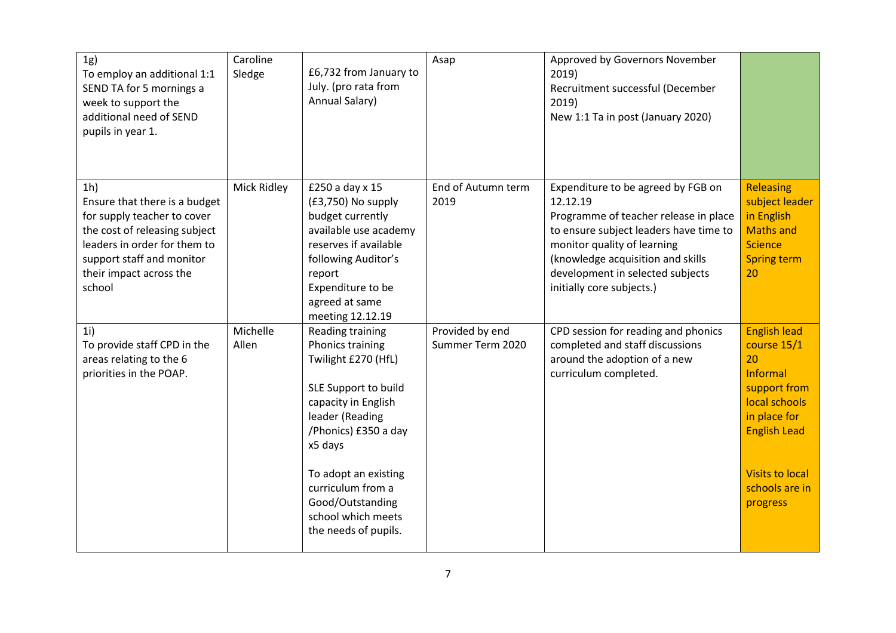| | | | | | |
|---|---|---|---|---|---|
| 1g)<br>To employ an additional 1:1 SEND TA for 5 mornings a week to support the additional need of SEND pupils in year 1. | Caroline Sledge | £6,732 from January to July. (pro rata from Annual Salary) | Asap | Approved by Governors November 2019)<br>Recruitment successful (December 2019)<br>New 1:1 Ta in post (January 2020) | |
| 1h)<br>Ensure that there is a budget for supply teacher to cover the cost of releasing subject leaders in order for them to support staff and monitor their impact across the school | Mick Ridley | £250 a day x 15 (£3,750) No supply budget currently available use academy reserves if available following Auditor's report<br>Expenditure to be agreed at same meeting 12.12.19 | End of Autumn term 2019 | Expenditure to be agreed by FGB on 12.12.19<br>Programme of teacher release in place to ensure subject leaders have time to monitor quality of learning (knowledge acquisition and skills development in selected subjects initially core subjects.) | Releasing subject leader in English Maths and Science Spring term 20 |
| 1i)<br>To provide staff CPD in the areas relating to the 6 priorities in the POAP. | Michelle Allen | Reading training<br>Phonics training<br>Twilight £270 (HfL)<br><br>SLE Support to build capacity in English leader (Reading /Phonics) £350 a day x5 days<br><br>To adopt an existing curriculum from a Good/Outstanding school which meets the needs of pupils. | Provided by end Summer Term 2020 | CPD session for reading and phonics completed and staff discussions around the adoption of a new curriculum completed. | English lead course 15/1 20<br>Informal support from local schools in place for English Lead<br><br>Visits to local schools are in progress |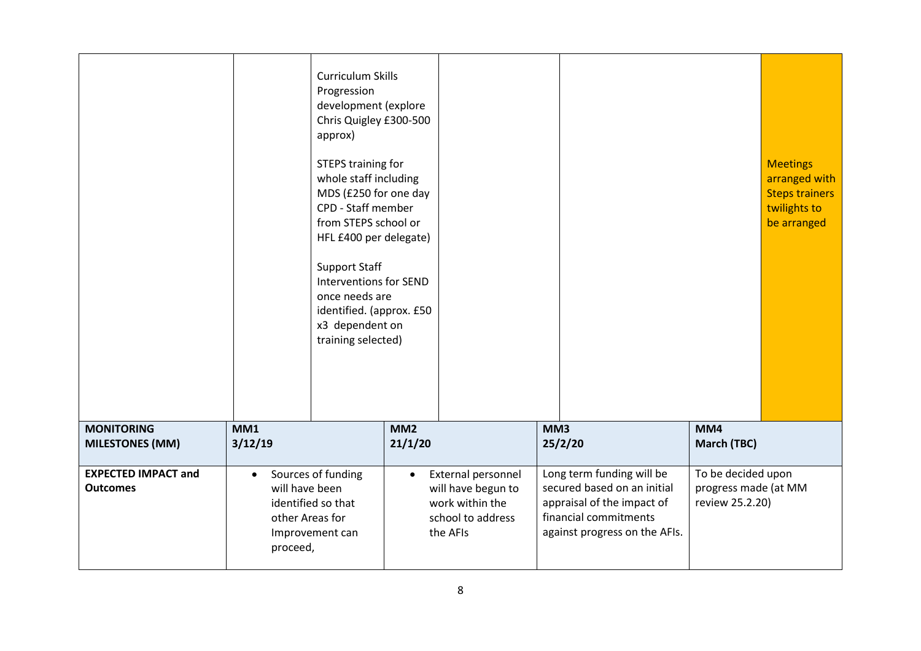| | | | | | | |
|---|---|---|---|---|---|---|
| | | Curriculum Skills Progression development (explore Chris Quigley £300-500 approx)<br><br>STEPS training for whole staff including MDS (£250 for one day CPD - Staff member from STEPS school or HFL £400 per delegate)<br><br>Support Staff Interventions for SEND once needs are identified. (approx. £50 x3 dependent on training selected) | | | | Meetings arranged with Steps trainers twilights to be arranged |

| **MONITORING MILESTONES (MM)** | **MM1 3/12/19** | **MM2 21/1/20** | **MM3 25/2/20** | **MM4 March (TBC)** |
|---|---|---|---|---|
| **EXPECTED IMPACT and Outcomes** | • Sources of funding will have been identified so that other Areas for Improvement can proceed, | • External personnel will have begun to work within the school to address the AFIs | Long term funding will be secured based on an initial appraisal of the impact of financial commitments against progress on the AFIs. | To be decided upon progress made (at MM review 25.2.20) |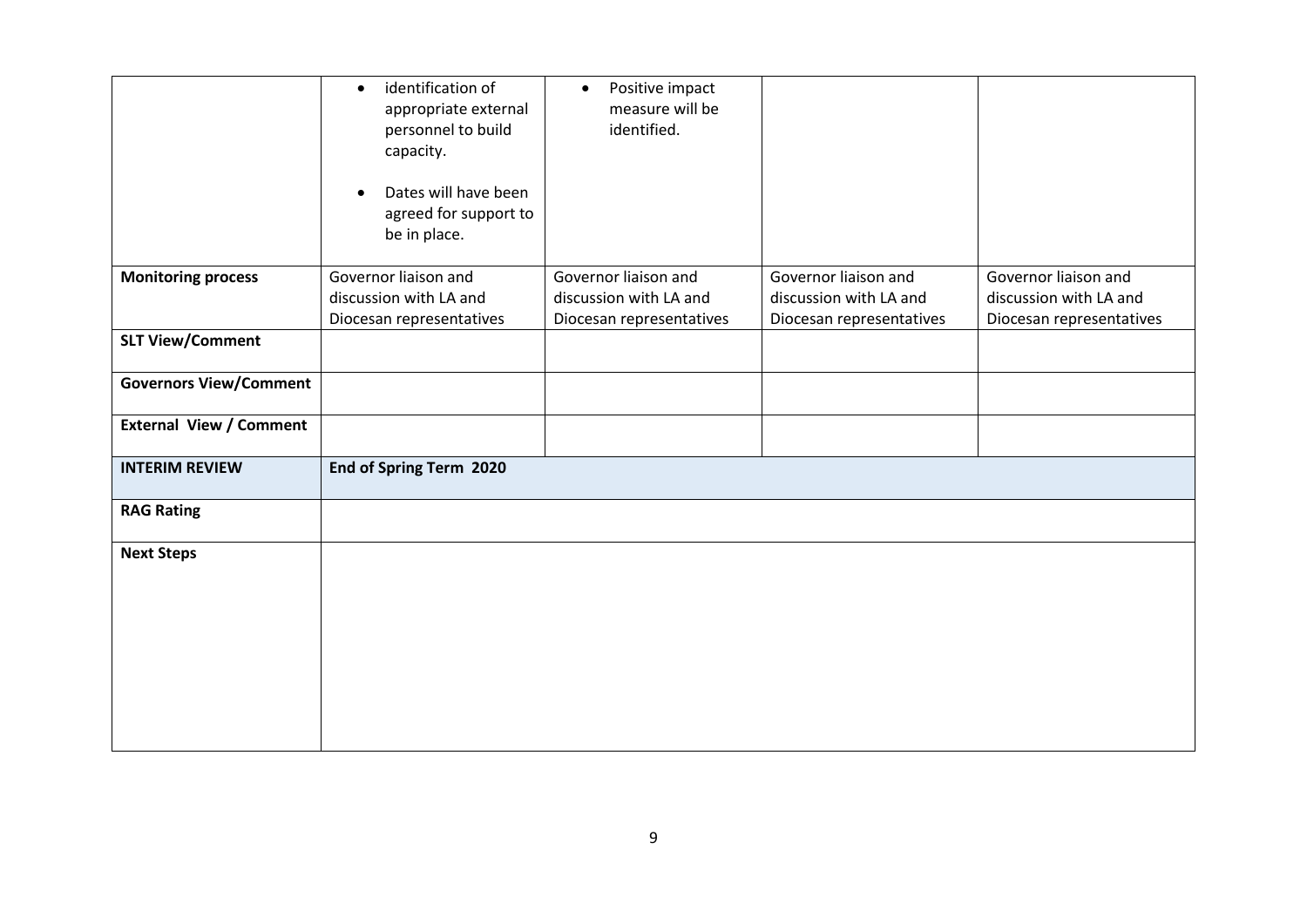| | | | | |
|---|---|---|---|---|
| | • identification of appropriate external personnel to build capacity.<br><br>• Dates will have been agreed for support to be in place. | • Positive impact measure will be identified. | | |
| **Monitoring process** | Governor liaison and discussion with LA and Diocesan representatives | Governor liaison and discussion with LA and Diocesan representatives | Governor liaison and discussion with LA and Diocesan representatives | Governor liaison and discussion with LA and Diocesan representatives |
| **SLT View/Comment** | | | | |
| **Governors View/Comment** | | | | |
| **External View / Comment** | | | | |
| **INTERIM REVIEW** | **End of Spring Term 2020** | | | |
| **RAG Rating** | | | | |
| **Next Steps** | | | | |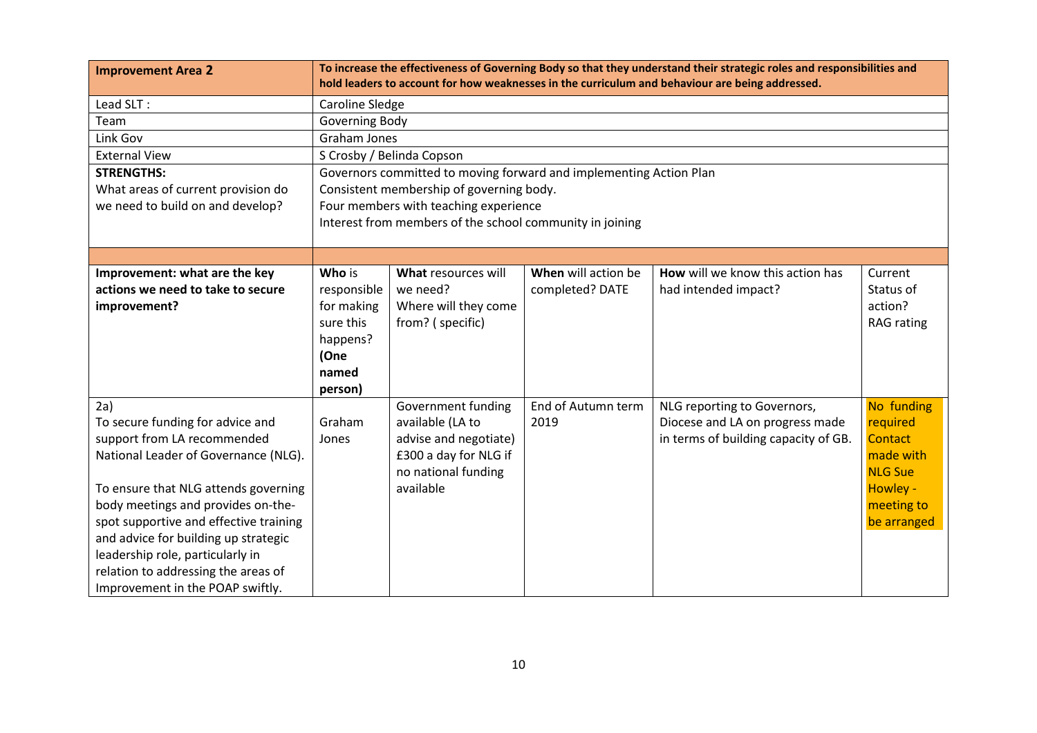| Improvement Area 2 | To increase the effectiveness of Governing Body so that they understand their strategic roles and responsibilities and hold leaders to account for how weaknesses in the curriculum and behaviour are being addressed. | | | | |
|---|---|---|---|---|---|
| Lead SLT : | Caroline Sledge | | | | |
| Team | Governing Body | | | | |
| Link Gov | Graham Jones | | | | |
| External View | S Crosby / Belinda Copson | | | | |
| **STRENGTHS:** What areas of current provision do we need to build on and develop? | Governors committed to moving forward and implementing Action Plan<br>Consistent membership of governing body.<br>Four members with teaching experience<br>Interest from members of the school community in joining | | | | |
| | | | | | |
| **Improvement: what are the key actions we need to take to secure improvement?** | **Who** is responsible for making sure this happens? **(One named person)** | **What** resources will we need? Where will they come from? ( specific) | **When** will action be completed? DATE | **How** will we know this action has had intended impact? | Current Status of action? RAG rating |
| 2a)<br>To secure funding for advice and support from LA recommended National Leader of Governance (NLG).<br><br>To ensure that NLG attends governing body meetings and provides on-the-spot supportive and effective training and advice for building up strategic leadership role, particularly in relation to addressing the areas of Improvement in the POAP swiftly. | Graham Jones | Government funding available (LA to advise and negotiate)<br>£300 a day for NLG if no national funding available | End of Autumn term 2019 | NLG reporting to Governors, Diocese and LA on progress made in terms of building capacity of GB. | No funding required Contact made with NLG Sue Howley - meeting to be arranged |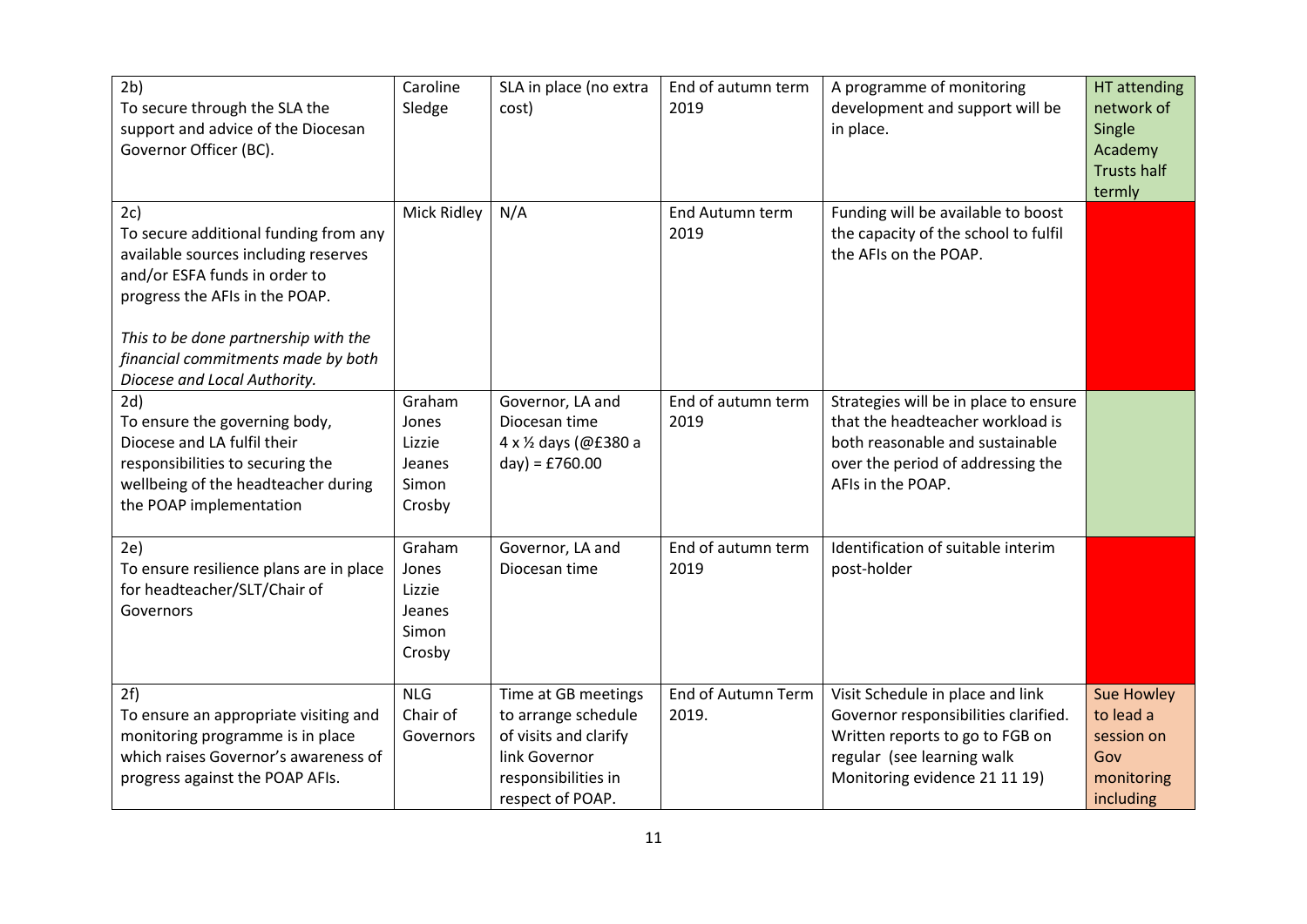| | | | | | |
|---|---|---|---|---|---|
| 2b)<br>To secure through the SLA the support and advice of the Diocesan Governor Officer (BC). | Caroline Sledge | SLA in place (no extra cost) | End of autumn term 2019 | A programme of monitoring development and support will be in place. | HT attending network of Single Academy Trusts half termly |
| 2c)<br>To secure additional funding from any available sources including reserves and/or ESFA funds in order to progress the AFIs in the POAP.<br><br>*This to be done partnership with the financial commitments made by both Diocese and Local Authority.* | Mick Ridley | N/A | End Autumn term 2019 | Funding will be available to boost the capacity of the school to fulfil the AFIs on the POAP. | |
| 2d)<br>To ensure the governing body, Diocese and LA fulfil their responsibilities to securing the wellbeing of the headteacher during the POAP implementation | Graham Jones<br>Lizzie Jeanes<br>Simon Crosby | Governor, LA and Diocesan time<br>4 x ½ days (@£380 a day) = £760.00 | End of autumn term 2019 | Strategies will be in place to ensure that the headteacher workload is both reasonable and sustainable over the period of addressing the AFIs in the POAP. | |
| 2e)<br>To ensure resilience plans are in place for headteacher/SLT/Chair of Governors | Graham Jones<br>Lizzie Jeanes<br>Simon Crosby | Governor, LA and Diocesan time | End of autumn term 2019 | Identification of suitable interim post-holder | |
| 2f)<br>To ensure an appropriate visiting and monitoring programme is in place which raises Governor's awareness of progress against the POAP AFIs. | NLG<br>Chair of Governors | Time at GB meetings to arrange schedule of visits and clarify link Governor responsibilities in respect of POAP. | End of Autumn Term 2019. | Visit Schedule in place and link Governor responsibilities clarified. Written reports to go to FGB on regular (see learning walk Monitoring evidence 21 11 19) | Sue Howley to lead a session on Gov monitoring including |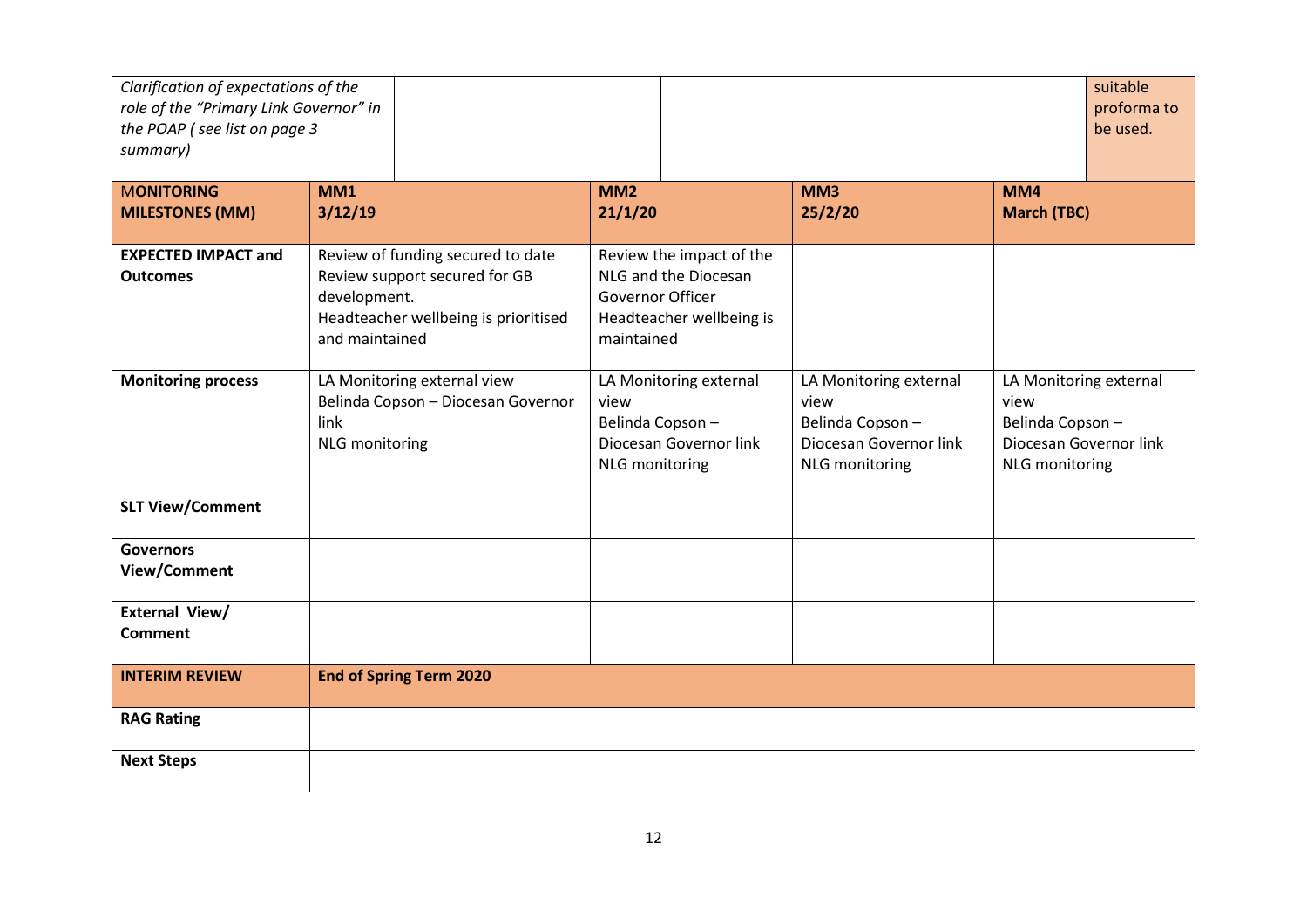| *Clarification of expectations of the role of the "Primary Link Governor" in the POAP ( see list on page 3 summary)* | | | | | suitable proforma to be used. |
|---|---|---|---|---|---|

| **MONITORING MILESTONES (MM)** | **MM1 3/12/19** | **MM2 21/1/20** | **MM3 25/2/20** | **MM4 March (TBC)** |
|---|---|---|---|---|
| **EXPECTED IMPACT and Outcomes** | Review of funding secured to date<br>Review support secured for GB development.<br>Headteacher wellbeing is prioritised and maintained | Review the impact of the NLG and the Diocesan Governor Officer<br>Headteacher wellbeing is maintained | | |
| **Monitoring process** | LA Monitoring external view<br>Belinda Copson – Diocesan Governor link<br>NLG monitoring | LA Monitoring external view<br>Belinda Copson – Diocesan Governor link<br>NLG monitoring | LA Monitoring external view<br>Belinda Copson – Diocesan Governor link<br>NLG monitoring | LA Monitoring external view<br>Belinda Copson – Diocesan Governor link<br>NLG monitoring |
| **SLT View/Comment** | | | | |
| **Governors View/Comment** | | | | |
| **External View/ Comment** | | | | |
| **INTERIM REVIEW** | **End of Spring Term 2020** | | | |
| **RAG Rating** | | | | |
| **Next Steps** | | | | |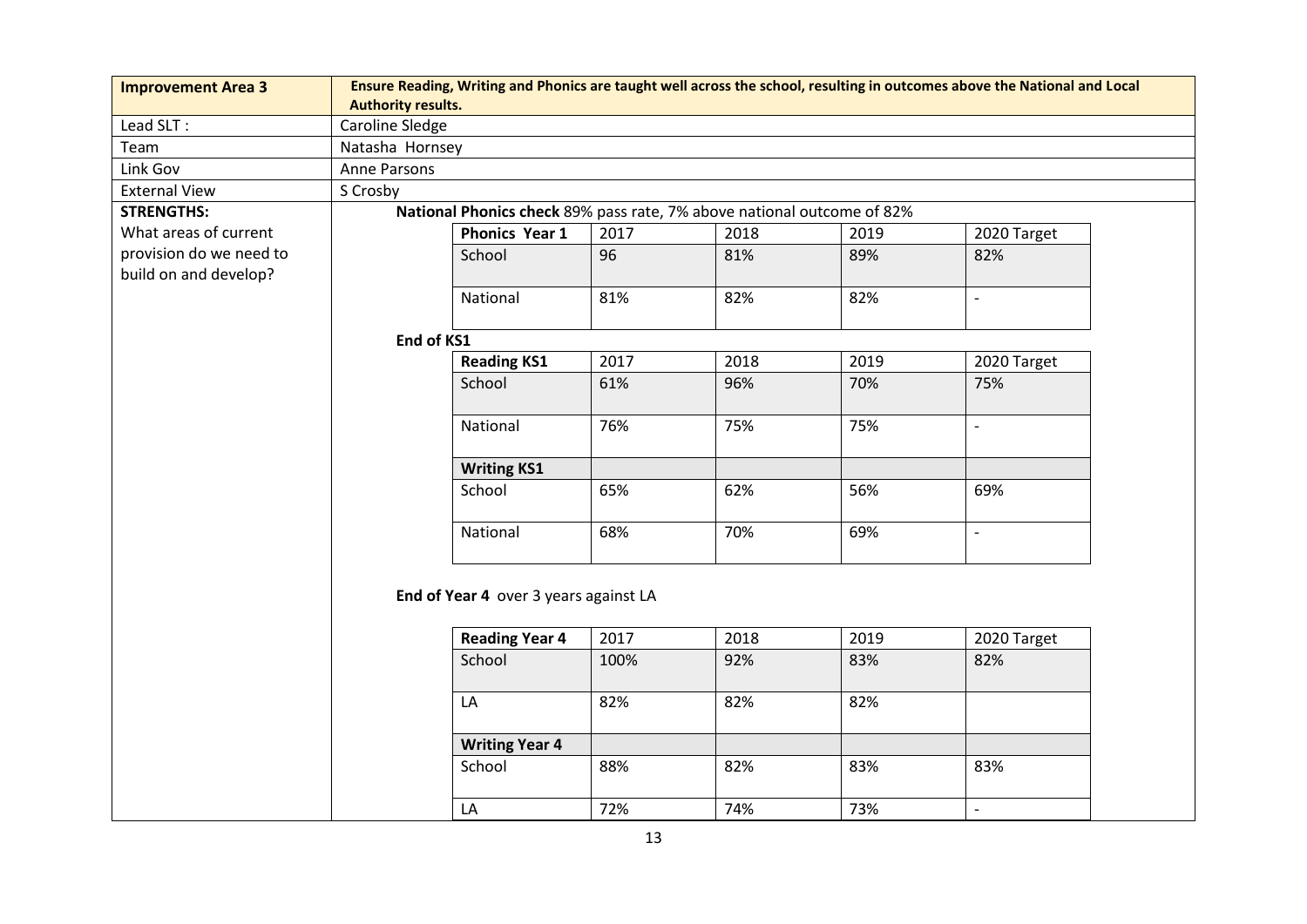| **Improvement Area 3** | **Ensure Reading, Writing and Phonics are taught well across the school, resulting in outcomes above the National and Local Authority results.** |
|---|---|
| Lead SLT : | Caroline Sledge |
| Team | Natasha Hornsey |
| Link Gov | Anne Parsons |
| External View | S Crosby |

**STRENGTHS:**
What areas of current provision do we need to build on and develop?

**National Phonics check** 89% pass rate, 7% above national outcome of 82%

| **Phonics Year 1** | 2017 | 2018 | 2019 | 2020 Target |
|---|---|---|---|---|
| School | 96 | 81% | 89% | 82% |
| National | 81% | 82% | 82% | - |

**End of KS1**

| **Reading KS1** | 2017 | 2018 | 2019 | 2020 Target |
|---|---|---|---|---|
| School | 61% | 96% | 70% | 75% |
| National | 76% | 75% | 75% | - |
| **Writing KS1** | | | | |
| School | 65% | 62% | 56% | 69% |
| National | 68% | 70% | 69% | - |

**End of Year 4** over 3 years against LA

| **Reading Year 4** | 2017 | 2018 | 2019 | 2020 Target |
|---|---|---|---|---|
| School | 100% | 92% | 83% | 82% |
| LA | 82% | 82% | 82% | |
| **Writing Year 4** | | | | |
| School | 88% | 82% | 83% | 83% |
| LA | 72% | 74% | 73% | - |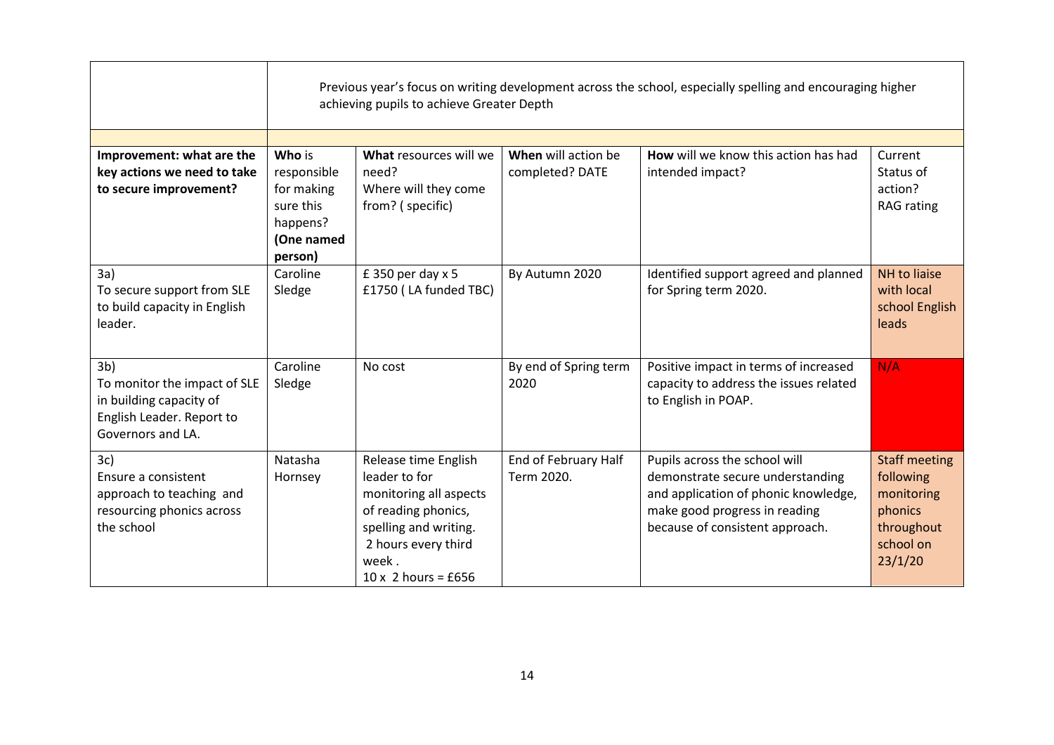| | Previous year's focus on writing development across the school, especially spelling and encouraging higher achieving pupils to achieve Greater Depth | | | | |
|---|---|---|---|---|---|
| | | | | | |
| **Improvement: what are the key actions we need to take to secure improvement?** | **Who** is responsible for making sure this happens? **(One named person)** | **What** resources will we need? Where will they come from? ( specific) | **When** will action be completed? DATE | **How** will we know this action has had intended impact? | Current Status of action? RAG rating |
| 3a) To secure support from SLE to build capacity in English leader. | Caroline Sledge | £ 350 per day x 5 £1750 ( LA funded TBC) | By Autumn 2020 | Identified support agreed and planned for Spring term 2020. | NH to liaise with local school English leads |
| 3b) To monitor the impact of SLE in building capacity of English Leader. Report to Governors and LA. | Caroline Sledge | No cost | By end of Spring term 2020 | Positive impact in terms of increased capacity to address the issues related to English in POAP. | N/A |
| 3c) Ensure a consistent approach to teaching and resourcing phonics across the school | Natasha Hornsey | Release time English leader to for monitoring all aspects of reading phonics, spelling and writing. 2 hours every third week . 10 x 2 hours = £656 | End of February Half Term 2020. | Pupils across the school will demonstrate secure understanding and application of phonic knowledge, make good progress in reading because of consistent approach. | Staff meeting following monitoring phonics throughout school on 23/1/20 |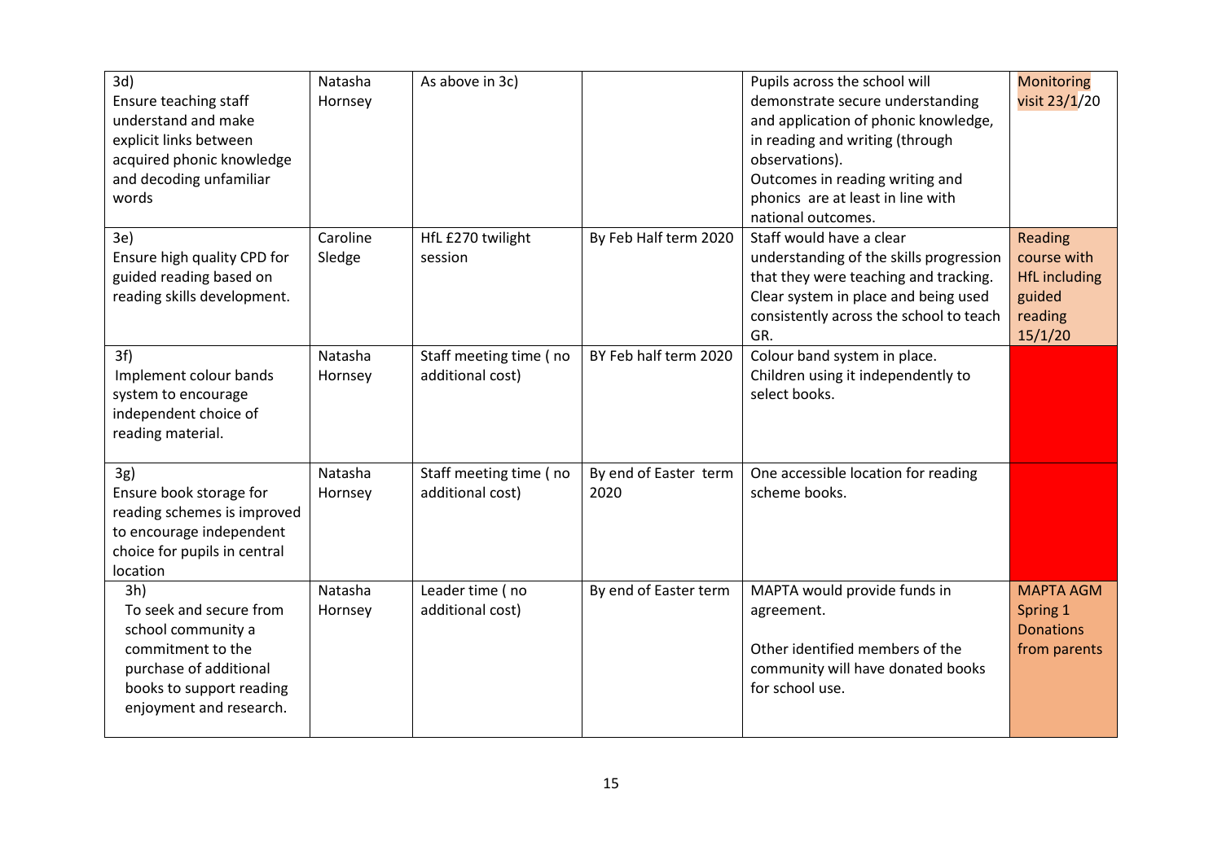| | | | | | |
|---|---|---|---|---|---|
| 3d)<br>Ensure teaching staff understand and make explicit links between acquired phonic knowledge and decoding unfamiliar words | Natasha Hornsey | As above in 3c) | | Pupils across the school will demonstrate secure understanding and application of phonic knowledge, in reading and writing (through observations).<br>Outcomes in reading writing and phonics are at least in line with national outcomes. | Monitoring visit 23/1/20 |
| 3e)<br>Ensure high quality CPD for guided reading based on reading skills development. | Caroline Sledge | HfL £270 twilight session | By Feb Half term 2020 | Staff would have a clear understanding of the skills progression that they were teaching and tracking. Clear system in place and being used consistently across the school to teach GR. | Reading course with HfL including guided reading 15/1/20 |
| 3f)<br>Implement colour bands system to encourage independent choice of reading material. | Natasha Hornsey | Staff meeting time ( no additional cost) | BY Feb half term 2020 | Colour band system in place. Children using it independently to select books. | |
| 3g)<br>Ensure book storage for reading schemes is improved to encourage independent choice for pupils in central location | Natasha Hornsey | Staff meeting time ( no additional cost) | By end of Easter term 2020 | One accessible location for reading scheme books. | |
| 3h)<br>To seek and secure from school community a commitment to the purchase of additional books to support reading enjoyment and research. | Natasha Hornsey | Leader time ( no additional cost) | By end of Easter term | MAPTA would provide funds in agreement.<br><br>Other identified members of the community will have donated books for school use. | MAPTA AGM Spring 1 Donations from parents |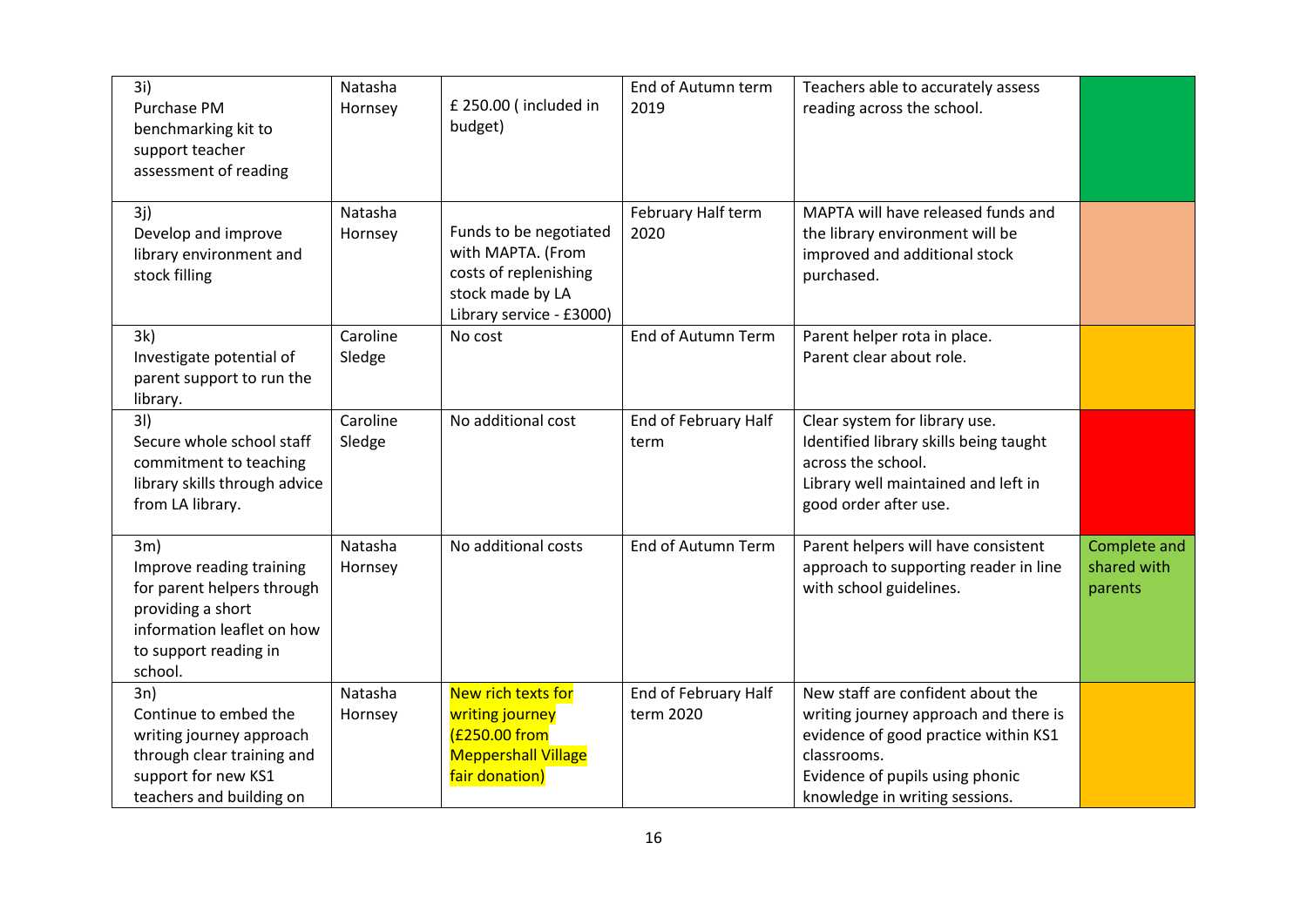| | | | | | |
|---|---|---|---|---|---|
| 3i)<br>Purchase PM benchmarking kit to support teacher assessment of reading | Natasha Hornsey | £ 250.00 ( included in budget) | End of Autumn term 2019 | Teachers able to accurately assess reading across the school. | |
| 3j)<br>Develop and improve library environment and stock filling | Natasha Hornsey | Funds to be negotiated with MAPTA. (From costs of replenishing stock made by LA Library service - £3000) | February Half term 2020 | MAPTA will have released funds and the library environment will be improved and additional stock purchased. | |
| 3k)<br>Investigate potential of parent support to run the library. | Caroline Sledge | No cost | End of Autumn Term | Parent helper rota in place.<br>Parent clear about role. | |
| 3l)<br>Secure whole school staff commitment to teaching library skills through advice from LA library. | Caroline Sledge | No additional cost | End of February Half term | Clear system for library use.<br>Identified library skills being taught across the school.<br>Library well maintained and left in good order after use. | |
| 3m)<br>Improve reading training for parent helpers through providing a short information leaflet on how to support reading in school. | Natasha Hornsey | No additional costs | End of Autumn Term | Parent helpers will have consistent approach to supporting reader in line with school guidelines. | Complete and shared with parents |
| 3n)<br>Continue to embed the writing journey approach through clear training and support for new KS1 teachers and building on | Natasha Hornsey | New rich texts for writing journey (£250.00 from Meppershall Village fair donation) | End of February Half term 2020 | New staff are confident about the writing journey approach and there is evidence of good practice within KS1 classrooms.<br>Evidence of pupils using phonic knowledge in writing sessions. | |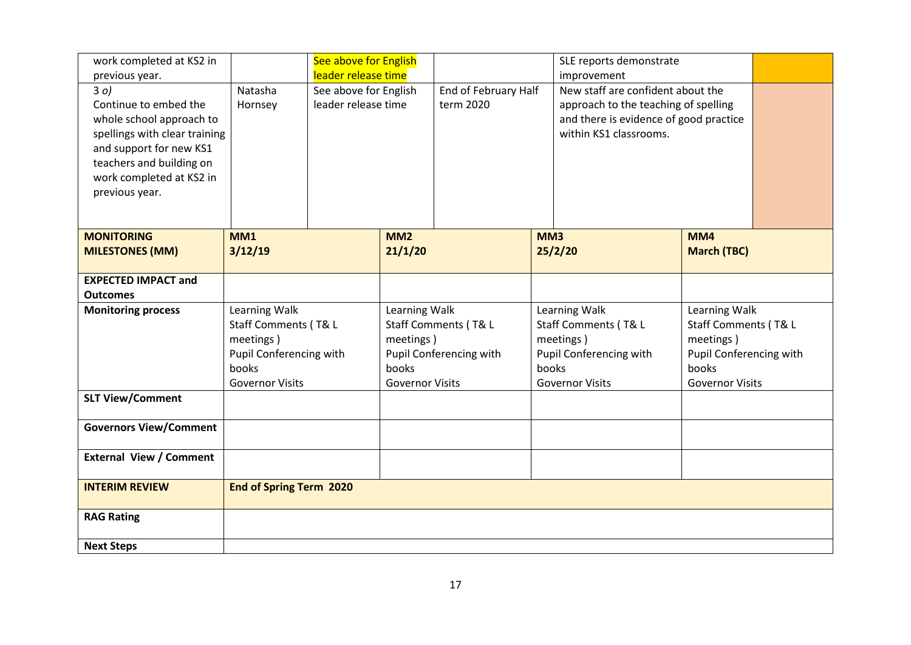| | | | | | |
|---|---|---|---|---|---|
| work completed at KS2 in previous year. | | See above for English leader release time | | SLE reports demonstrate improvement | |
| 3 *o)* Continue to embed the whole school approach to spellings with clear training and support for new KS1 teachers and building on work completed at KS2 in previous year. | Natasha Hornsey | See above for English leader release time | End of February Half term 2020 | New staff are confident about the approach to the teaching of spelling and there is evidence of good practice within KS1 classrooms. | |

| **MONITORING MILESTONES (MM)** | **MM1 3/12/19** | **MM2 21/1/20** | **MM3 25/2/20** | **MM4 March (TBC)** |
|---|---|---|---|---|
| **EXPECTED IMPACT and Outcomes** | | | | |
| **Monitoring process** | Learning Walk<br>Staff Comments ( T& L meetings )<br>Pupil Conferencing with books<br>Governor Visits | Learning Walk<br>Staff Comments ( T& L meetings )<br>Pupil Conferencing with books<br>Governor Visits | Learning Walk<br>Staff Comments ( T& L meetings )<br>Pupil Conferencing with books<br>Governor Visits | Learning Walk<br>Staff Comments ( T& L meetings )<br>Pupil Conferencing with books<br>Governor Visits |
| **SLT View/Comment** | | | | |
| **Governors View/Comment** | | | | |
| **External View / Comment** | | | | |
| **INTERIM REVIEW** | **End of Spring Term 2020** | | | |
| **RAG Rating** | | | | |
| **Next Steps** | | | | |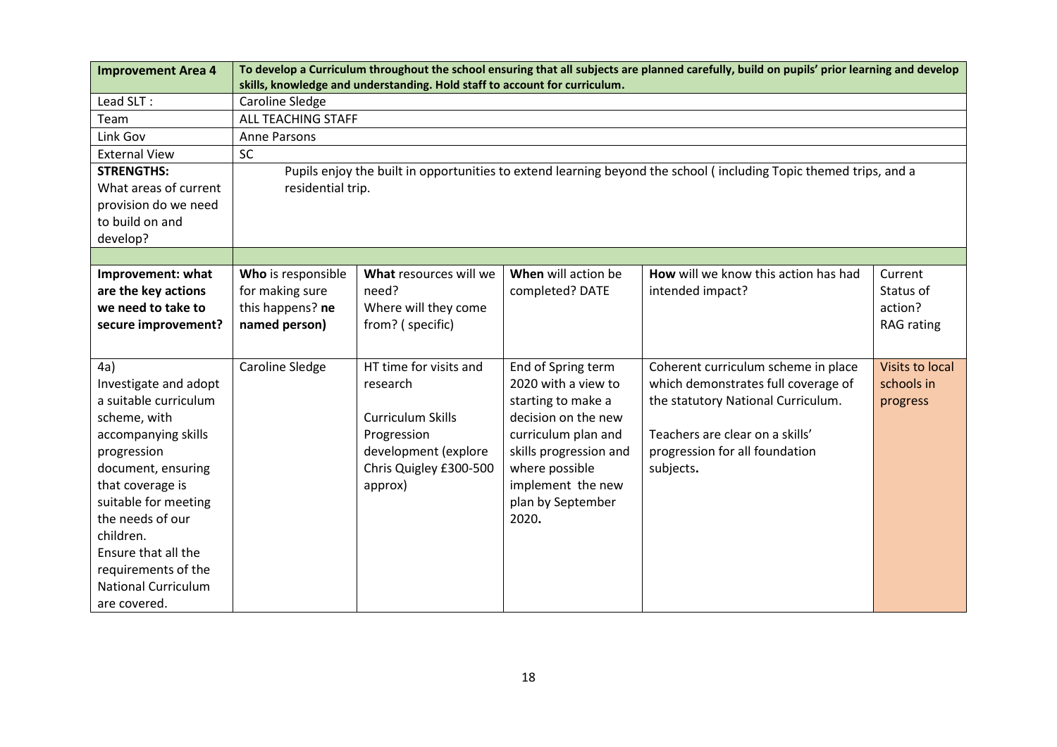| **Improvement Area 4** | **To develop a Curriculum throughout the school ensuring that all subjects are planned carefully, build on pupils' prior learning and develop skills, knowledge and understanding. Hold staff to account for curriculum.** | | | | |
|---|---|---|---|---|---|
| Lead SLT : | Caroline Sledge | | | | |
| Team | ALL TEACHING STAFF | | | | |
| Link Gov | Anne Parsons | | | | |
| External View | SC | | | | |
| **STRENGTHS:** What areas of current provision do we need to build on and develop? | Pupils enjoy the built in opportunities to extend learning beyond the school ( including Topic themed trips, and a residential trip. | | | | |
| | | | | | |
| **Improvement: what are the key actions we need to take to secure improvement?** | **Who** is responsible for making sure this happens? **ne named person)** | **What** resources will we need? Where will they come from? ( specific) | **When** will action be completed? DATE | **How** will we know this action has had intended impact? | Current Status of action? RAG rating |
| 4a) Investigate and adopt a suitable curriculum scheme, with accompanying skills progression document, ensuring that coverage is suitable for meeting the needs of our children. Ensure that all the requirements of the National Curriculum are covered. | Caroline Sledge | HT time for visits and research<br><br>Curriculum Skills Progression development (explore Chris Quigley £300-500 approx) | End of Spring term 2020 with a view to starting to make a decision on the new curriculum plan and skills progression and where possible implement the new plan by September 2020**.** | Coherent curriculum scheme in place which demonstrates full coverage of the statutory National Curriculum.<br><br>Teachers are clear on a skills' progression for all foundation subjects**.** | Visits to local schools in progress |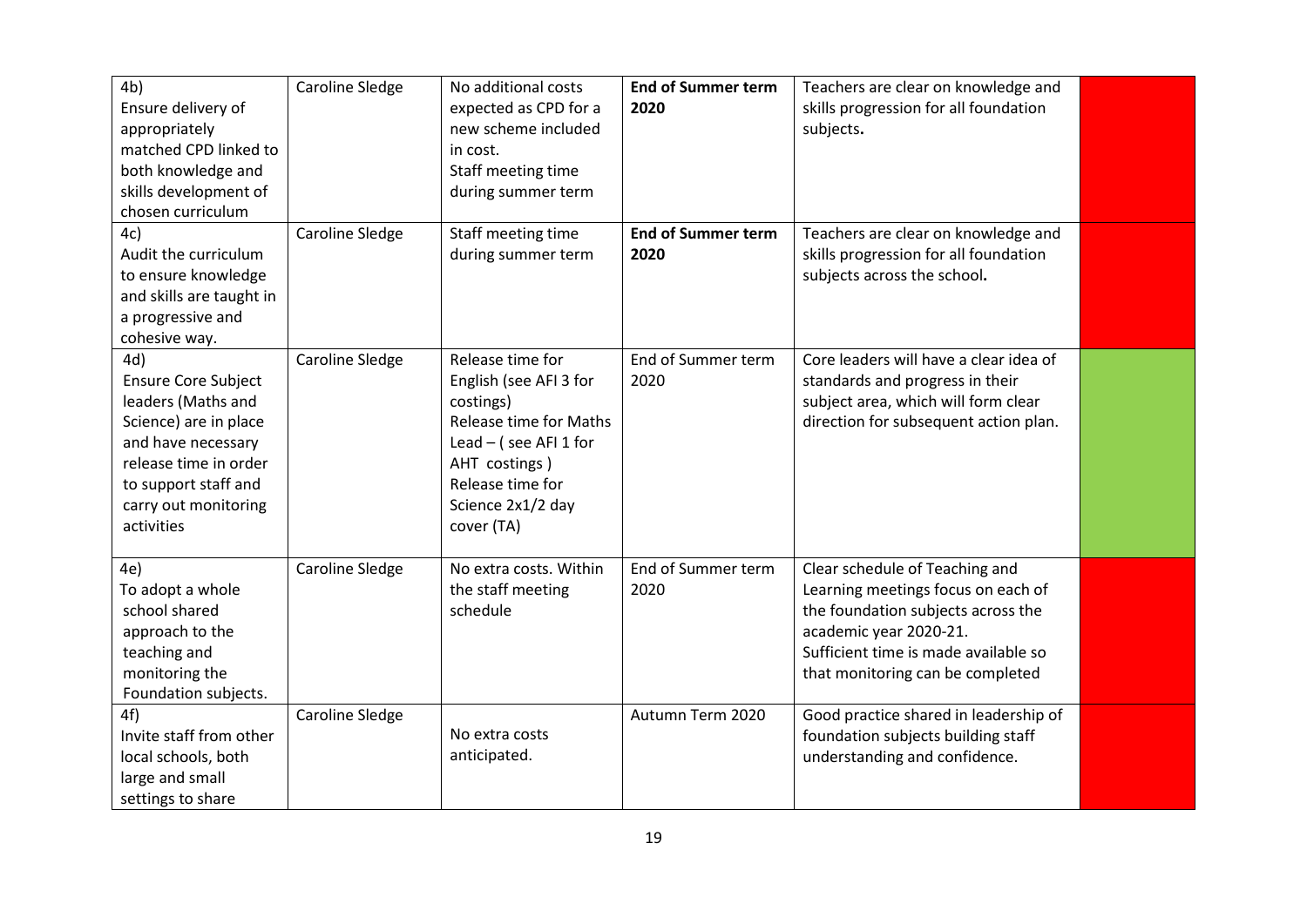| | | | | | |
|---|---|---|---|---|---|
| 4b)<br>Ensure delivery of appropriately matched CPD linked to both knowledge and skills development of chosen curriculum | Caroline Sledge | No additional costs expected as CPD for a new scheme included in cost.<br>Staff meeting time during summer term | **End of Summer term 2020** | Teachers are clear on knowledge and skills progression for all foundation subjects**.** | |
| 4c)<br>Audit the curriculum to ensure knowledge and skills are taught in a progressive and cohesive way. | Caroline Sledge | Staff meeting time during summer term | **End of Summer term 2020** | Teachers are clear on knowledge and skills progression for all foundation subjects across the school**.** | |
| 4d)<br>Ensure Core Subject leaders (Maths and Science) are in place and have necessary release time in order to support staff and carry out monitoring activities | Caroline Sledge | Release time for English (see AFI 3 for costings)<br>Release time for Maths Lead – ( see AFI 1 for AHT costings )<br>Release time for Science 2x1/2 day cover (TA) | End of Summer term 2020 | Core leaders will have a clear idea of standards and progress in their subject area, which will form clear direction for subsequent action plan. | |
| 4e)<br>To adopt a whole school shared approach to the teaching and monitoring the Foundation subjects. | Caroline Sledge | No extra costs. Within the staff meeting schedule | End of Summer term 2020 | Clear schedule of Teaching and Learning meetings focus on each of the foundation subjects across the academic year 2020-21.<br>Sufficient time is made available so that monitoring can be completed | |
| 4f)<br>Invite staff from other local schools, both large and small settings to share | Caroline Sledge | No extra costs anticipated. | Autumn Term 2020 | Good practice shared in leadership of foundation subjects building staff understanding and confidence. | |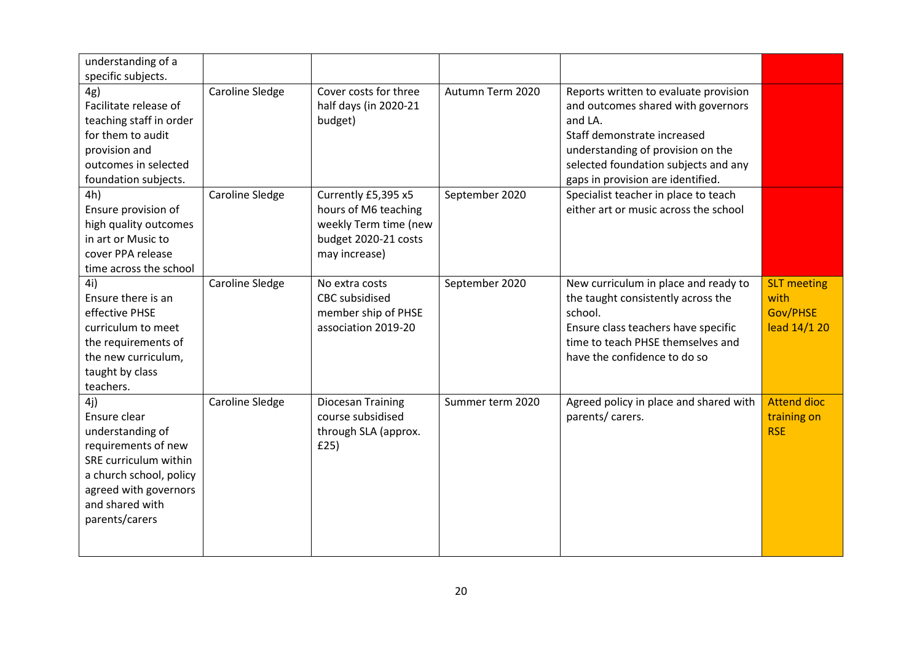| | | | | | |
|---|---|---|---|---|---|
| understanding of a specific subjects. | | | | | |
| 4g) Facilitate release of teaching staff in order for them to audit provision and outcomes in selected foundation subjects. | Caroline Sledge | Cover costs for three half days (in 2020-21 budget) | Autumn Term 2020 | Reports written to evaluate provision and outcomes shared with governors and LA. Staff demonstrate increased understanding of provision on the selected foundation subjects and any gaps in provision are identified. | |
| 4h) Ensure provision of high quality outcomes in art or Music to cover PPA release time across the school | Caroline Sledge | Currently £5,395 x5 hours of M6 teaching weekly Term time (new budget 2020-21 costs may increase) | September 2020 | Specialist teacher in place to teach either art or music across the school | |
| 4i) Ensure there is an effective PHSE curriculum to meet the requirements of the new curriculum, taught by class teachers. | Caroline Sledge | No extra costs CBC subsidised member ship of PHSE association 2019-20 | September 2020 | New curriculum in place and ready to the taught consistently across the school. Ensure class teachers have specific time to teach PHSE themselves and have the confidence to do so | SLT meeting with Gov/PHSE lead 14/1 20 |
| 4j) Ensure clear understanding of requirements of new SRE curriculum within a church school, policy agreed with governors and shared with parents/carers | Caroline Sledge | Diocesan Training course subsidised through SLA (approx. £25) | Summer term 2020 | Agreed policy in place and shared with parents/ carers. | Attend dioc training on RSE |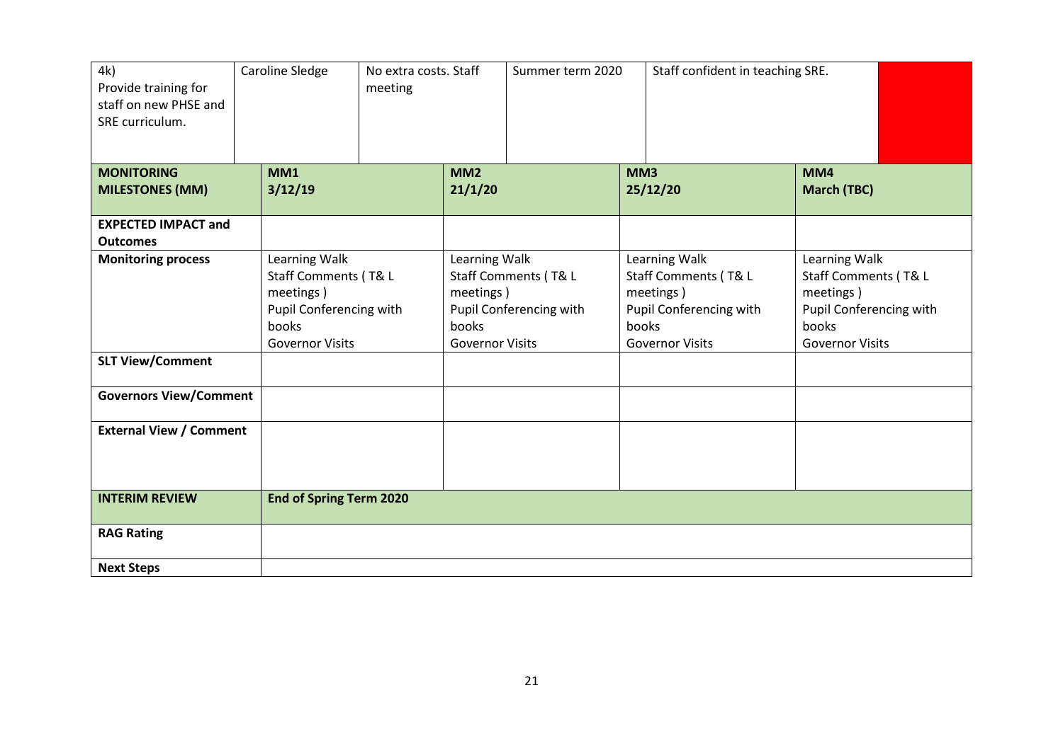| 4k) Provide training for staff on new PHSE and SRE curriculum. | Caroline Sledge | No extra costs. Staff meeting | Summer term 2020 | Staff confident in teaching SRE. | |
|---|---|---|---|---|---|

| **MONITORING MILESTONES (MM)** | **MM1 3/12/19** | **MM2 21/1/20** | **MM3 25/12/20** | **MM4 March (TBC)** |
|---|---|---|---|---|
| **EXPECTED IMPACT and Outcomes** | | | | |
| **Monitoring process** | Learning Walk<br>Staff Comments ( T& L meetings )<br>Pupil Conferencing with books<br>Governor Visits | Learning Walk<br>Staff Comments ( T& L meetings )<br>Pupil Conferencing with books<br>Governor Visits | Learning Walk<br>Staff Comments ( T& L meetings )<br>Pupil Conferencing with books<br>Governor Visits | Learning Walk<br>Staff Comments ( T& L meetings )<br>Pupil Conferencing with books<br>Governor Visits |
| **SLT View/Comment** | | | | |
| **Governors View/Comment** | | | | |
| **External View / Comment** | | | | |
| **INTERIM REVIEW** | **End of Spring Term 2020** | | | |
| **RAG Rating** | | | | |
| **Next Steps** | | | | |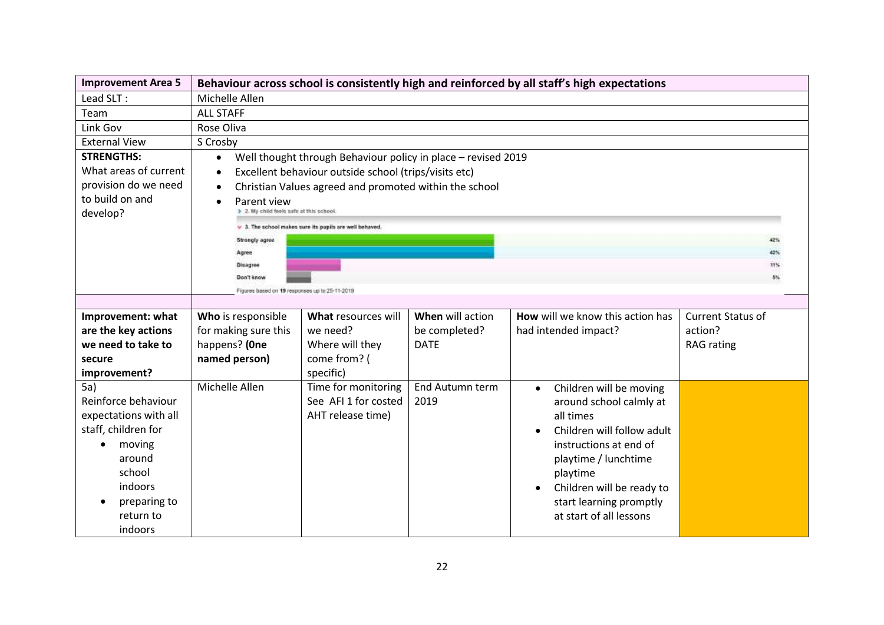| Improvement Area 5 | Behaviour across school is consistently high and reinforced by all staff's high expectations | | | | |
|---|---|---|---|---|---|
| Lead SLT : | Michelle Allen | | | | |
| Team | ALL STAFF | | | | |
| Link Gov | Rose Oliva | | | | |
| External View | S Crosby | | | | |
| **STRENGTHS:** What areas of current provision do we need to build on and develop? | • Well thought through Behaviour policy in place – revised 2019<br>• Excellent behaviour outside school (trips/visits etc)<br>• Christian Values agreed and promoted within the school<br>• Parent view<br>2. My child feels safe at this school.<br>3. The school makes sure its pupils are well behaved.<br>Strongly agree 42%<br>Agree 42%<br>Disagree 11%<br>Don't know 5%<br>Figures based on 19 responses up to 25-11-2019 | | | | |
| | | | | | |
| **Improvement: what are the key actions we need to take to secure improvement?** | **Who** is responsible for making sure this happens? **(0ne named person)** | **What** resources will we need? Where will they come from? ( specific) | **When** will action be completed? DATE | **How** will we know this action has had intended impact? | Current Status of action? RAG rating |
| 5a) Reinforce behaviour expectations with all staff, children for<br>• moving around school indoors<br>• preparing to return to indoors | Michelle Allen | Time for monitoring See AFI 1 for costed AHT release time) | End Autumn term 2019 | • Children will be moving around school calmly at all times<br>• Children will follow adult instructions at end of playtime / lunchtime playtime<br>• Children will be ready to start learning promptly at start of all lessons | |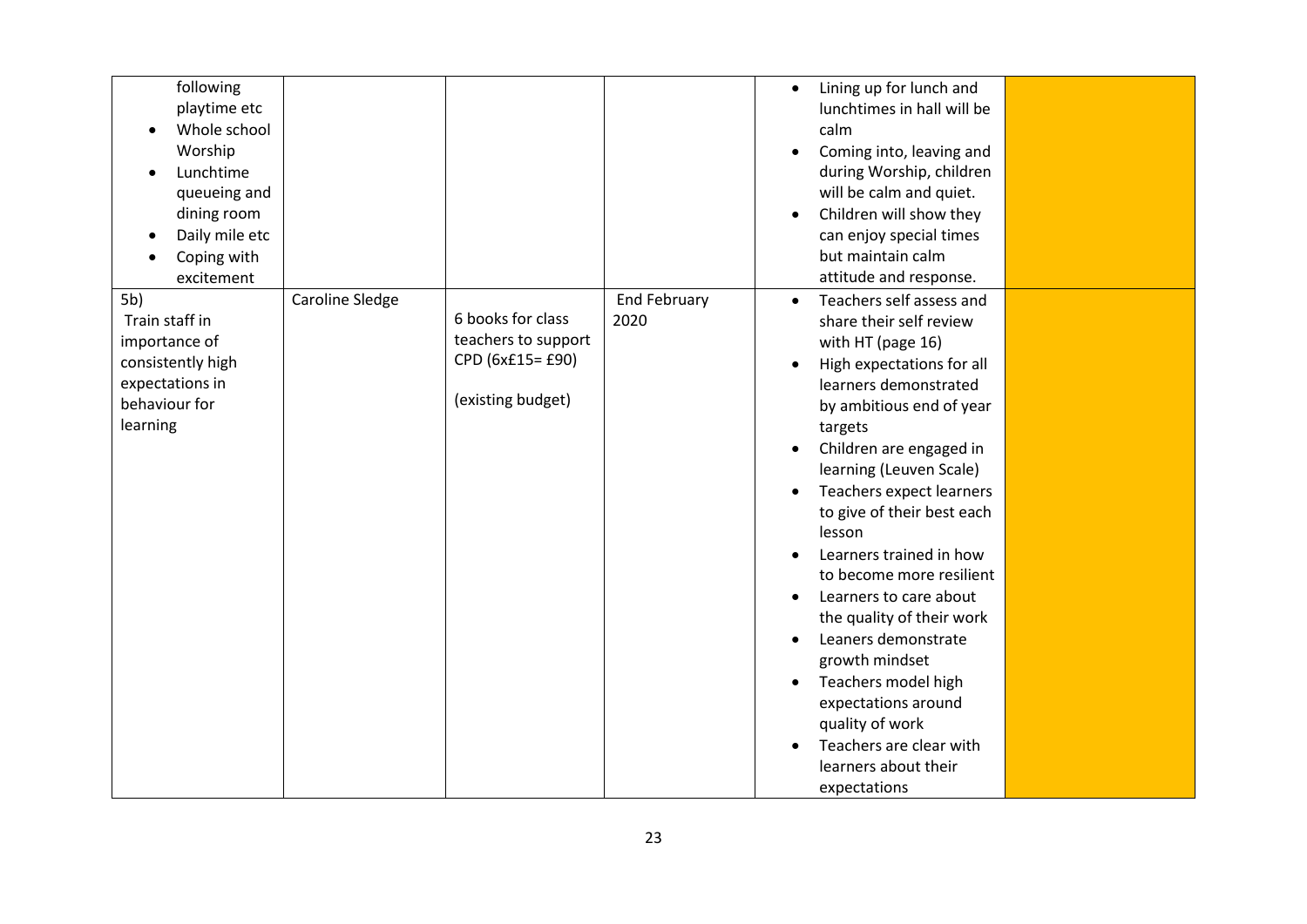| | | | | | |
|---|---|---|---|---|---|
| following playtime etc<br>• Whole school Worship<br>• Lunchtime queueing and dining room<br>• Daily mile etc<br>• Coping with excitement | | | | • Lining up for lunch and lunchtimes in hall will be calm<br>• Coming into, leaving and during Worship, children will be calm and quiet.<br>• Children will show they can enjoy special times but maintain calm attitude and response. | |
| 5b)<br>Train staff in importance of consistently high expectations in behaviour for learning | Caroline Sledge | 6 books for class teachers to support CPD (6x£15= £90)<br><br>(existing budget) | End February 2020 | • Teachers self assess and share their self review with HT (page 16)<br>• High expectations for all learners demonstrated by ambitious end of year targets<br>• Children are engaged in learning (Leuven Scale)<br>• Teachers expect learners to give of their best each lesson<br>• Learners trained in how to become more resilient<br>• Learners to care about the quality of their work<br>• Leaners demonstrate growth mindset<br>• Teachers model high expectations around quality of work<br>• Teachers are clear with learners about their expectations | |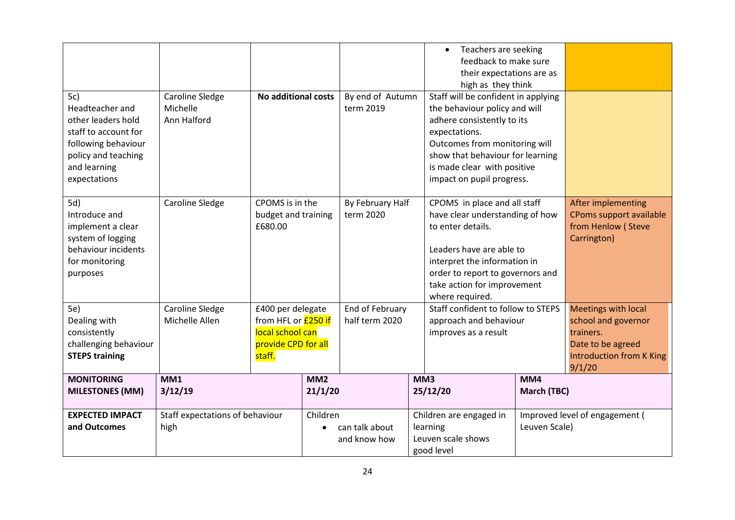| | | | | | |
|---|---|---|---|---|---|
| | | | | • Teachers are seeking feedback to make sure their expectations are as high as they think | |
| 5c) Headteacher and other leaders hold staff to account for following behaviour policy and teaching and learning expectations | Caroline Sledge Michelle Ann Halford | **No additional costs** | By end of Autumn term 2019 | Staff will be confident in applying the behaviour policy and will adhere consistently to its expectations. Outcomes from monitoring will show that behaviour for learning is made clear with positive impact on pupil progress. | |
| 5d) Introduce and implement a clear system of logging behaviour incidents for monitoring purposes | Caroline Sledge | CPOMS is in the budget and training £680.00 | By February Half term 2020 | CPOMS in place and all staff have clear understanding of how to enter details.<br><br>Leaders have are able to interpret the information in order to report to governors and take action for improvement where required. | After implementing CPoms support available from Henlow ( Steve Carrington) |
| 5e) Dealing with consistently challenging behaviour **STEPS training** | Caroline Sledge Michelle Allen | £400 per delegate from HFL or £250 if local school can provide CPD for all staff. | End of February half term 2020 | Staff confident to follow to STEPS approach and behaviour improves as a result | Meetings with local school and governor trainers. Date to be agreed Introduction from K King 9/1/20 |

| | | | | |
|---|---|---|---|---|
| **MONITORING MILESTONES (MM)** | **MM1 3/12/19** | **MM2 21/1/20** | **MM3 25/12/20** | **MM4 March (TBC)** |
| **EXPECTED IMPACT and Outcomes** | Staff expectations of behaviour high | Children<br>• can talk about and know how | Children are engaged in learning Leuven scale shows good level | Improved level of engagement ( Leuven Scale) |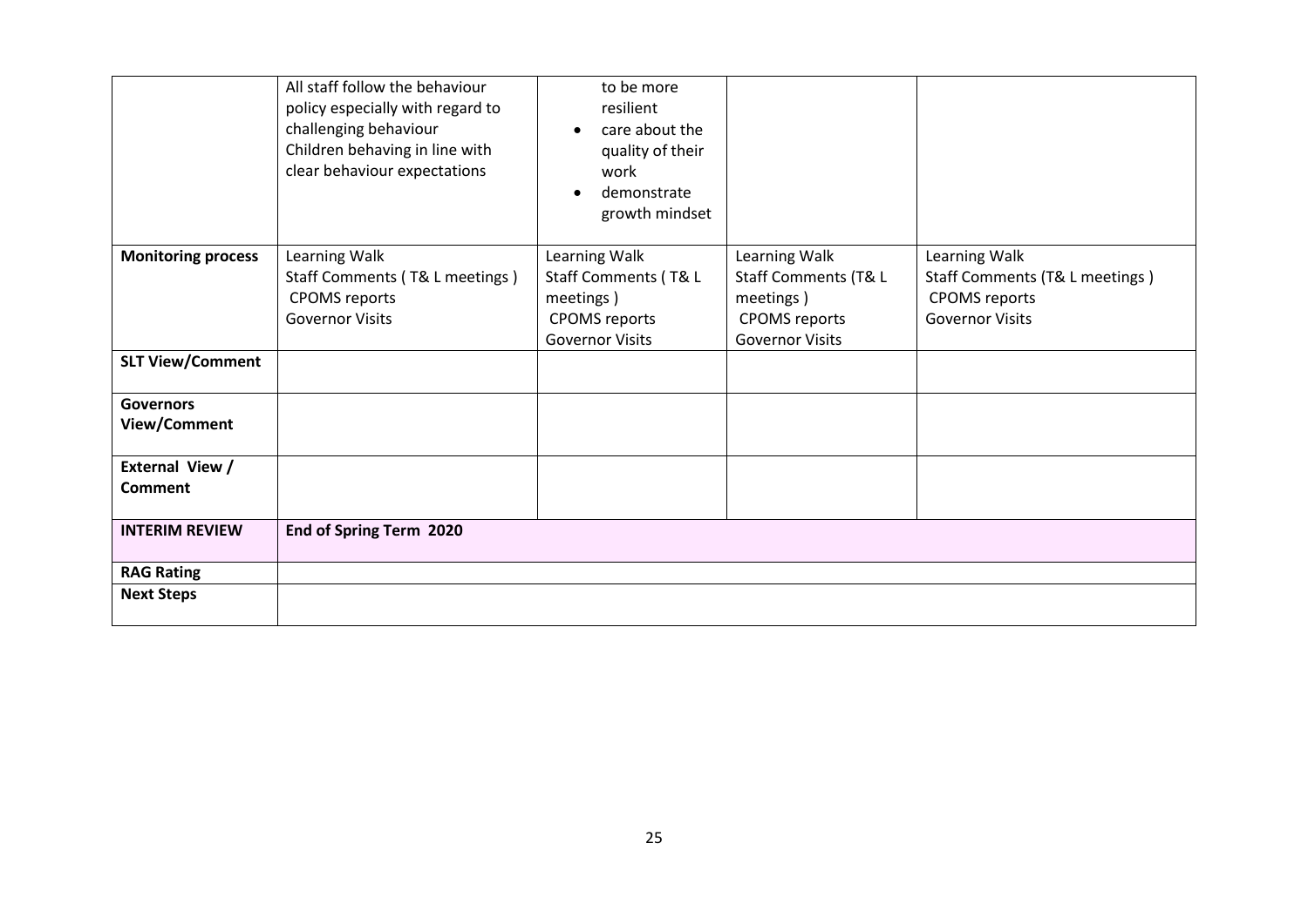| | | | | |
|---|---|---|---|---|
| | All staff follow the behaviour policy especially with regard to challenging behaviour<br>Children behaving in line with clear behaviour expectations | to be more resilient<br>• care about the quality of their work<br>• demonstrate growth mindset | | |
| **Monitoring process** | Learning Walk<br>Staff Comments ( T& L meetings )<br>CPOMS reports<br>Governor Visits | Learning Walk<br>Staff Comments ( T& L meetings )<br>CPOMS reports<br>Governor Visits | Learning Walk<br>Staff Comments (T& L meetings )<br>CPOMS reports<br>Governor Visits | Learning Walk<br>Staff Comments (T& L meetings )<br>CPOMS reports<br>Governor Visits |
| **SLT View/Comment** | | | | |
| **Governors View/Comment** | | | | |
| **External View / Comment** | | | | |
| **INTERIM REVIEW** | **End of Spring Term 2020** | | | |
| **RAG Rating** | | | | |
| **Next Steps** | | | | |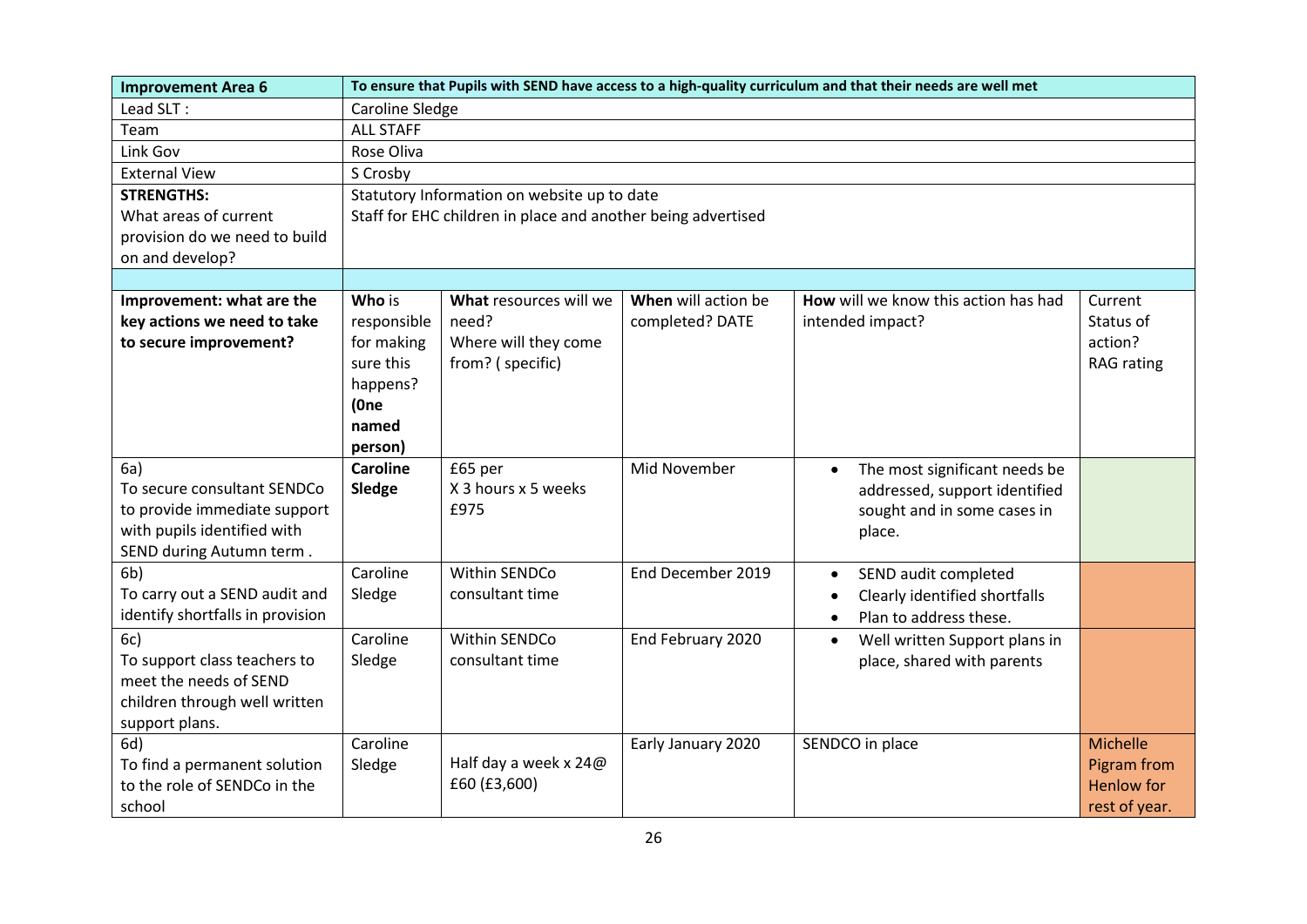| **Improvement Area 6** | **To ensure that Pupils with SEND have access to a high-quality curriculum and that their needs are well met** | | | | |
|---|---|---|---|---|---|
| Lead SLT : | Caroline Sledge | | | | |
| Team | ALL STAFF | | | | |
| Link Gov | Rose Oliva | | | | |
| External View | S Crosby | | | | |
| **STRENGTHS:** What areas of current provision do we need to build on and develop? | Statutory Information on website up to date<br>Staff for EHC children in place and another being advertised | | | | |
| | | | | | |
| **Improvement: what are the key actions we need to take to secure improvement?** | **Who** is responsible for making sure this happens? **(0ne named person)** | **What** resources will we need? Where will they come from? ( specific) | **When** will action be completed? DATE | **How** will we know this action has had intended impact? | Current Status of action? RAG rating |
| 6a)<br>To secure consultant SENDCo to provide immediate support with pupils identified with SEND during Autumn term . | **Caroline Sledge** | £65 per<br>X 3 hours x 5 weeks<br>£975 | Mid November | • The most significant needs be addressed, support identified sought and in some cases in place. | |
| 6b)<br>To carry out a SEND audit and identify shortfalls in provision | Caroline Sledge | Within SENDCo consultant time | End December 2019 | • SEND audit completed<br>• Clearly identified shortfalls<br>• Plan to address these. | |
| 6c)<br>To support class teachers to meet the needs of SEND children through well written support plans. | Caroline Sledge | Within SENDCo consultant time | End February 2020 | • Well written Support plans in place, shared with parents | |
| 6d)<br>To find a permanent solution to the role of SENDCo in the school | Caroline Sledge | Half day a week x 24@ £60 (£3,600) | Early January 2020 | SENDCO in place | Michelle Pigram from Henlow for rest of year. |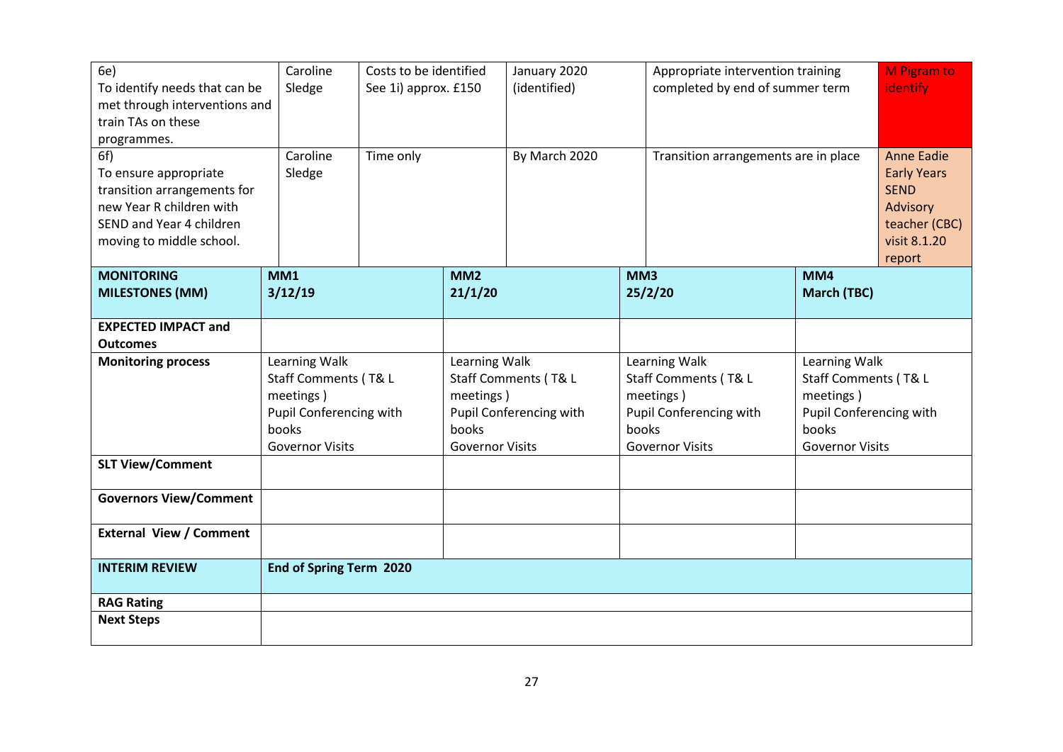| 6e) To identify needs that can be met through interventions and train TAs on these programmes. | Caroline Sledge | Costs to be identified See 1i) approx. £150 | January 2020 (identified) | Appropriate intervention training completed by end of summer term | M Pigram to identify |
|---|---|---|---|---|---|
| 6f) To ensure appropriate transition arrangements for new Year R children with SEND and Year 4 children moving to middle school. | Caroline Sledge | Time only | By March 2020 | Transition arrangements are in place | Anne Eadie Early Years SEND Advisory teacher (CBC) visit 8.1.20 report |

| **MONITORING MILESTONES (MM)** | **MM1 3/12/19** | **MM2 21/1/20** | **MM3 25/2/20** | **MM4 March (TBC)** |
|---|---|---|---|---|
| **EXPECTED IMPACT and Outcomes** | | | | |
| **Monitoring process** | Learning Walk<br>Staff Comments ( T& L meetings )<br>Pupil Conferencing with books<br>Governor Visits | Learning Walk<br>Staff Comments ( T& L meetings )<br>Pupil Conferencing with books<br>Governor Visits | Learning Walk<br>Staff Comments ( T& L meetings )<br>Pupil Conferencing with books<br>Governor Visits | Learning Walk<br>Staff Comments ( T& L meetings )<br>Pupil Conferencing with books<br>Governor Visits |
| **SLT View/Comment** | | | | |
| **Governors View/Comment** | | | | |
| **External View / Comment** | | | | |
| **INTERIM REVIEW** | **End of Spring Term 2020** | | | |
| **RAG Rating** | | | | |
| **Next Steps** | | | | |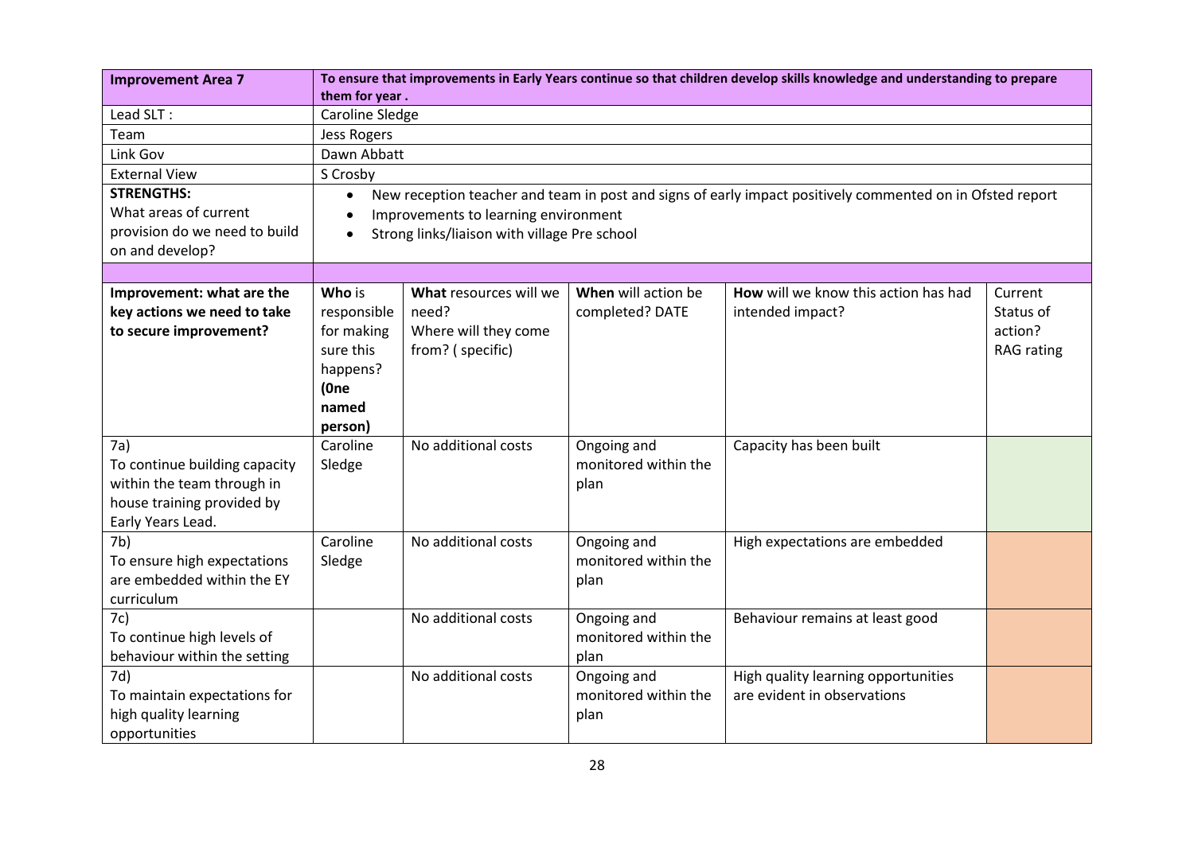| **Improvement Area 7** | **To ensure that improvements in Early Years continue so that children develop skills knowledge and understanding to prepare them for year .** | | | | |
|---|---|---|---|---|---|
| Lead SLT : | Caroline Sledge | | | | |
| Team | Jess Rogers | | | | |
| Link Gov | Dawn Abbatt | | | | |
| External View | S Crosby | | | | |
| **STRENGTHS:** What areas of current provision do we need to build on and develop? | • New reception teacher and team in post and signs of early impact positively commented on in Ofsted report<br>• Improvements to learning environment<br>• Strong links/liaison with village Pre school | | | | |
| | | | | | |
| **Improvement: what are the key actions we need to take to secure improvement?** | **Who** is responsible for making sure this happens? **(0ne named person)** | **What** resources will we need? Where will they come from? ( specific) | **When** will action be completed? DATE | **How** will we know this action has had intended impact? | Current Status of action? RAG rating |
| 7a) To continue building capacity within the team through in house training provided by Early Years Lead. | Caroline Sledge | No additional costs | Ongoing and monitored within the plan | Capacity has been built | |
| 7b) To ensure high expectations are embedded within the EY curriculum | Caroline Sledge | No additional costs | Ongoing and monitored within the plan | High expectations are embedded | |
| 7c) To continue high levels of behaviour within the setting | | No additional costs | Ongoing and monitored within the plan | Behaviour remains at least good | |
| 7d) To maintain expectations for high quality learning opportunities | | No additional costs | Ongoing and monitored within the plan | High quality learning opportunities are evident in observations | |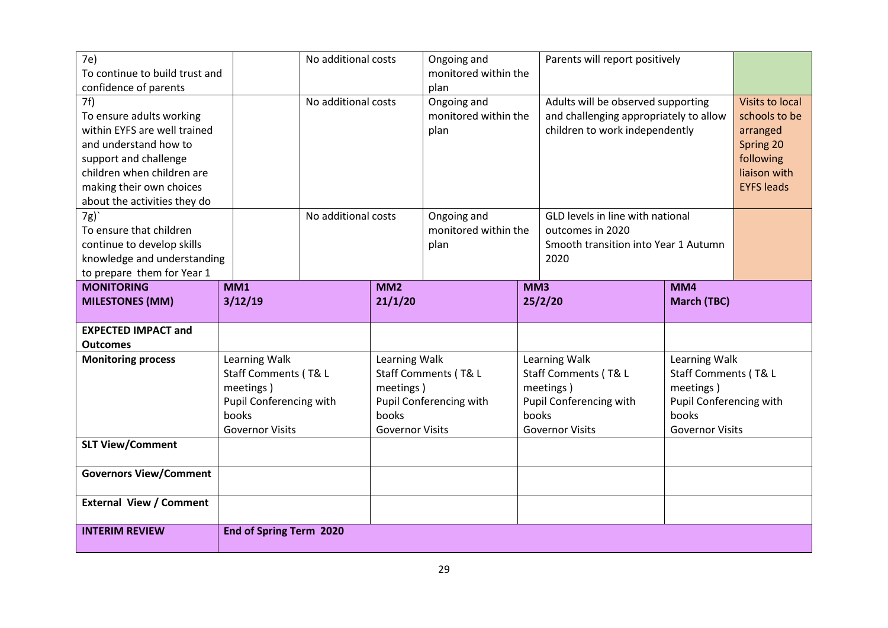| | | | | | |
|---|---|---|---|---|---|
| 7e)<br>To continue to build trust and confidence of parents | | No additional costs | Ongoing and monitored within the plan | Parents will report positively | |
| 7f)<br>To ensure adults working within EYFS are well trained and understand how to support and challenge children when children are making their own choices about the activities they do | | No additional costs | Ongoing and monitored within the plan | Adults will be observed supporting and challenging appropriately to allow children to work independently | Visits to local schools to be arranged Spring 20 following liaison with EYFS leads |
| 7g)`<br>To ensure that children continue to develop skills knowledge and understanding to prepare them for Year 1 | | No additional costs | Ongoing and monitored within the plan | GLD levels in line with national outcomes in 2020<br>Smooth transition into Year 1 Autumn 2020 | |

| **MONITORING MILESTONES (MM)** | **MM1**<br>**3/12/19** | **MM2**<br>**21/1/20** | **MM3**<br>**25/2/20** | **MM4**<br>**March (TBC)** |
|---|---|---|---|---|
| **EXPECTED IMPACT and Outcomes** | | | | |
| **Monitoring process** | Learning Walk<br>Staff Comments ( T& L meetings )<br>Pupil Conferencing with books<br>Governor Visits | Learning Walk<br>Staff Comments ( T& L meetings )<br>Pupil Conferencing with books<br>Governor Visits | Learning Walk<br>Staff Comments ( T& L meetings )<br>Pupil Conferencing with books<br>Governor Visits | Learning Walk<br>Staff Comments ( T& L meetings )<br>Pupil Conferencing with books<br>Governor Visits |
| **SLT View/Comment** | | | | |
| **Governors View/Comment** | | | | |
| **External View / Comment** | | | | |
| **INTERIM REVIEW** | **End of Spring Term 2020** | | | |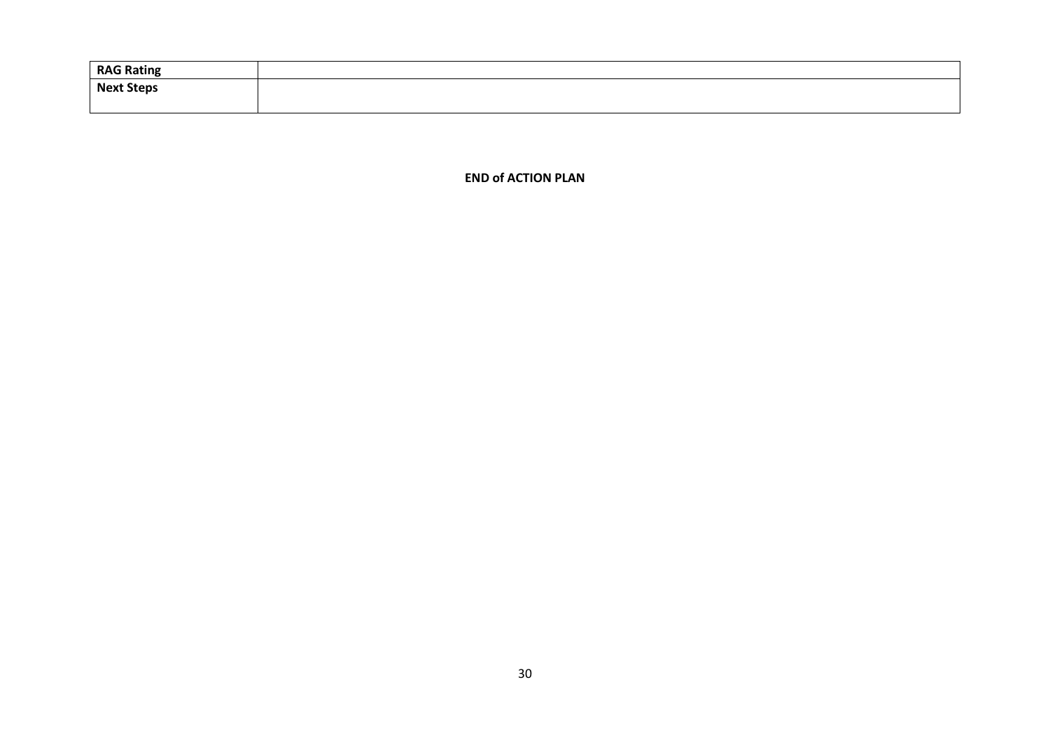| | |
|---|---|
| **RAG Rating** | |
| **Next Steps** | |

**END of ACTION PLAN**